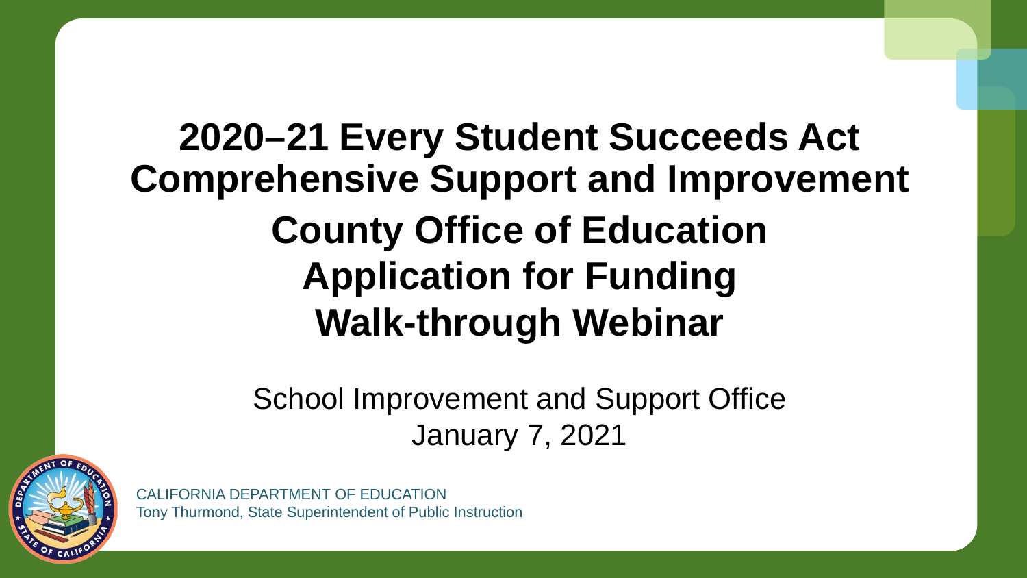# 2020–21 Every Student Succeeds Act Comprehensive Support and Improvement County Office of Education Application for Funding Walk-through Webinar

School Improvement and Support Office
January 7, 2021

CALIFORNIA DEPARTMENT OF EDUCATION
Tony Thurmond, State Superintendent of Public Instruction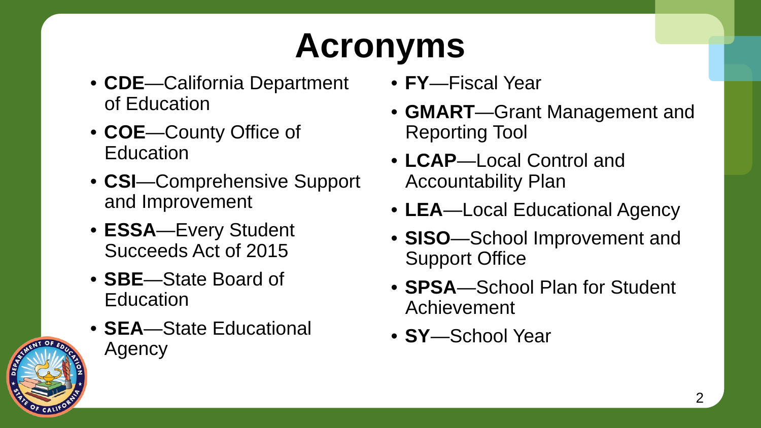# Acronyms

- **CDE**—California Department of Education
- **COE**—County Office of Education
- **CSI**—Comprehensive Support and Improvement
- **ESSA**—Every Student Succeeds Act of 2015
- **SBE**—State Board of Education
- **SEA**—State Educational Agency
- **FY**—Fiscal Year
- **GMART**—Grant Management and Reporting Tool
- **LCAP**—Local Control and Accountability Plan
- **LEA**—Local Educational Agency
- **SISO**—School Improvement and Support Office
- **SPSA**—School Plan for Student Achievement
- **SY**—School Year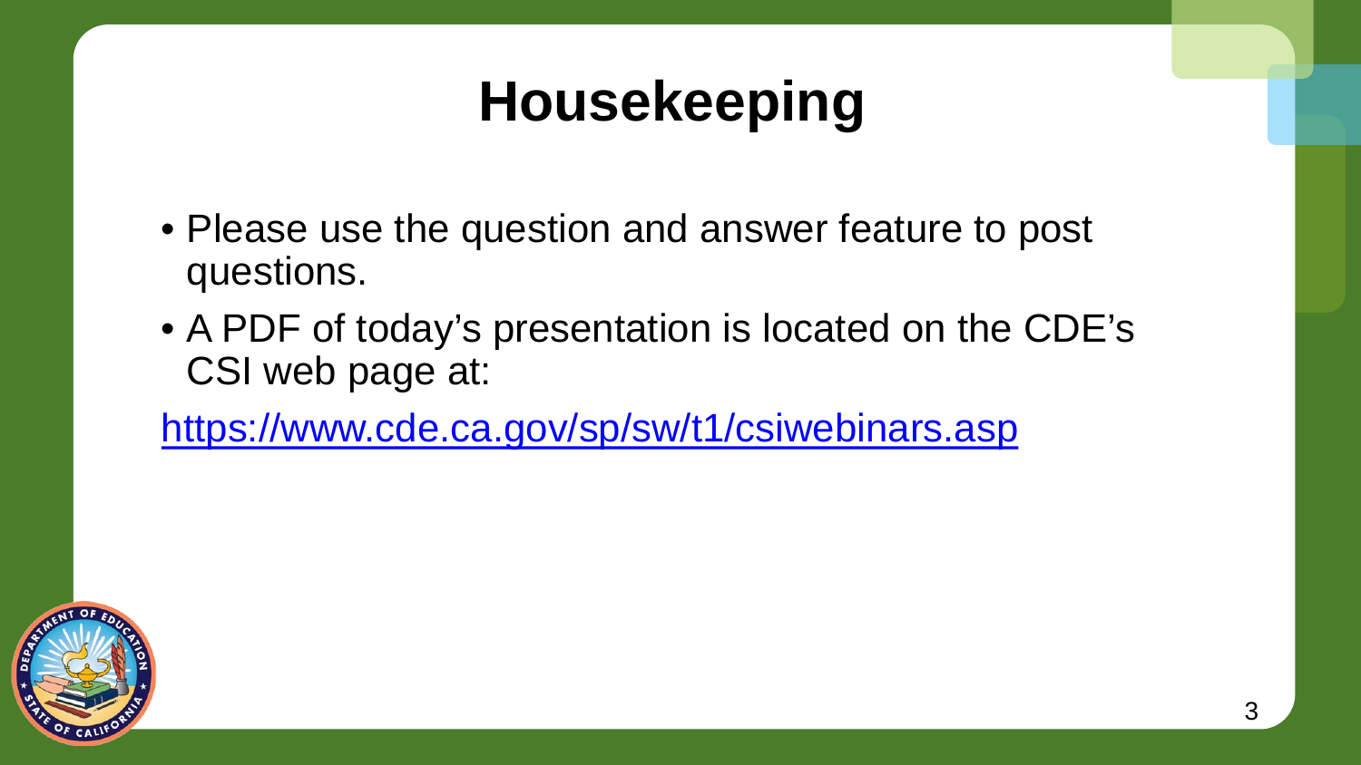# Housekeeping

- Please use the question and answer feature to post questions.
- A PDF of today's presentation is located on the CDE's CSI web page at:

https://www.cde.ca.gov/sp/sw/t1/csiwebinars.asp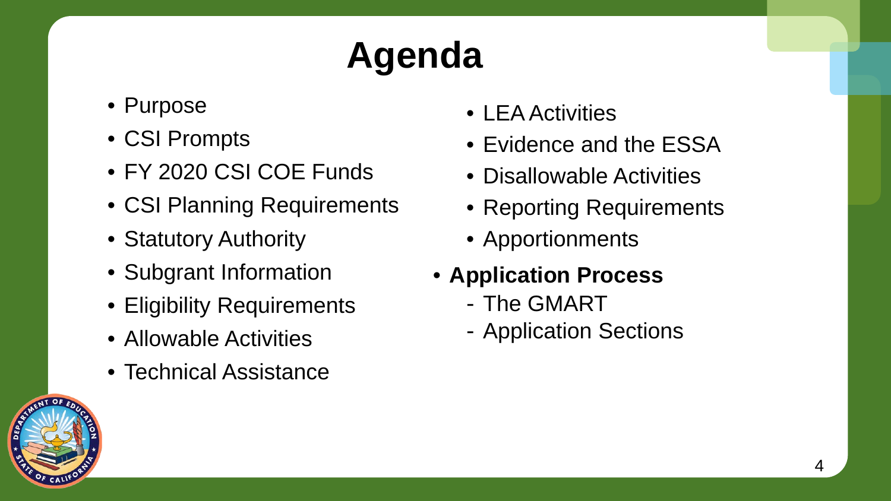# Agenda

- Purpose
- CSI Prompts
- FY 2020 CSI COE Funds
- CSI Planning Requirements
- Statutory Authority
- Subgrant Information
- Eligibility Requirements
- Allowable Activities
- Technical Assistance
- LEA Activities
- Evidence and the ESSA
- Disallowable Activities
- Reporting Requirements
- Apportionments
- **Application Process**
  - The GMART
  - Application Sections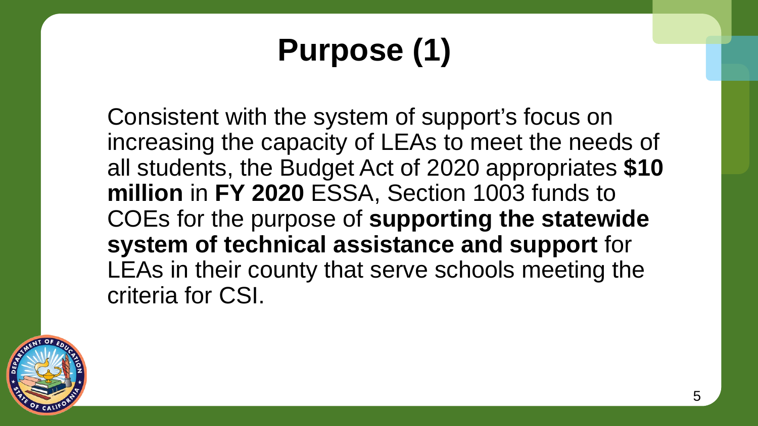# Purpose (1)

Consistent with the system of support's focus on increasing the capacity of LEAs to meet the needs of all students, the Budget Act of 2020 appropriates **$10 million** in **FY 2020** ESSA, Section 1003 funds to COEs for the purpose of **supporting the statewide system of technical assistance and support** for LEAs in their county that serve schools meeting the criteria for CSI.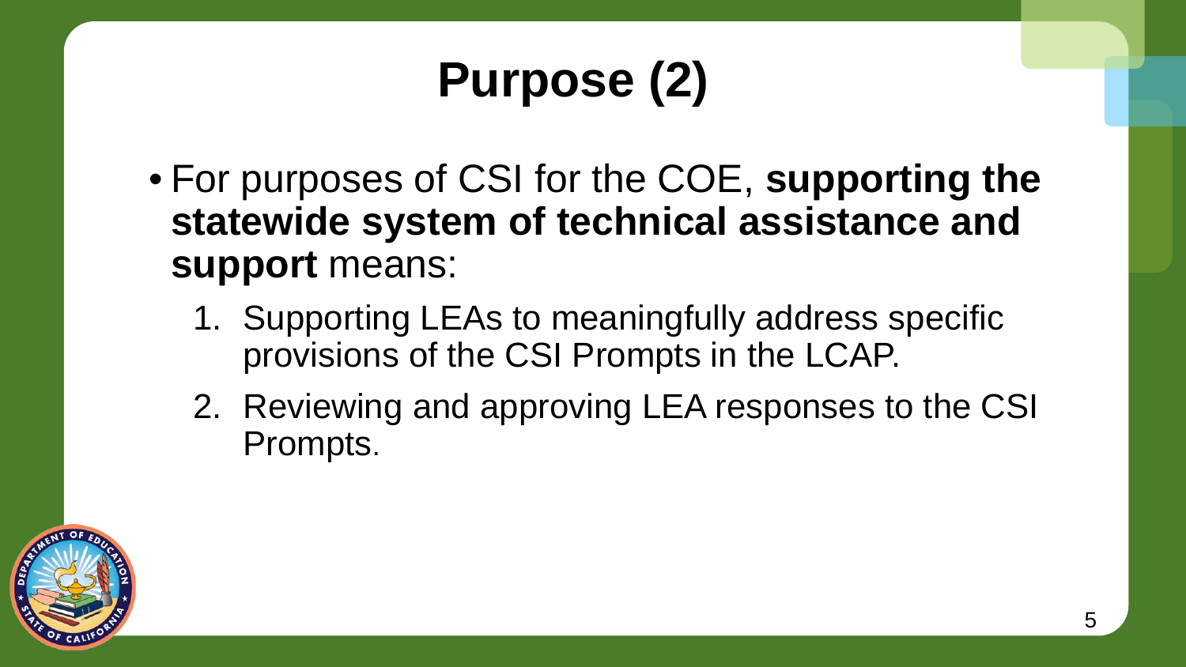# Purpose (2)

- For purposes of CSI for the COE, **supporting the statewide system of technical assistance and support** means:
  1. Supporting LEAs to meaningfully address specific provisions of the CSI Prompts in the LCAP.
  2. Reviewing and approving LEA responses to the CSI Prompts.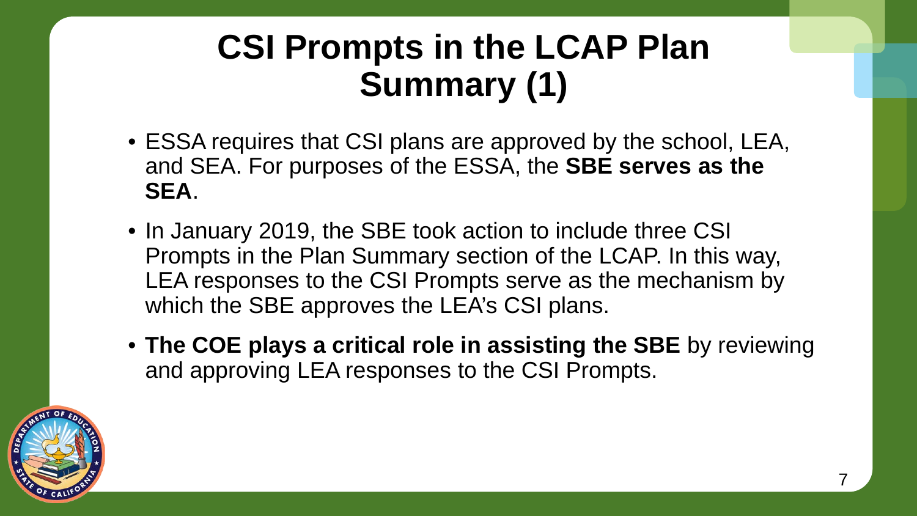# CSI Prompts in the LCAP Plan Summary (1)

- ESSA requires that CSI plans are approved by the school, LEA, and SEA. For purposes of the ESSA, the **SBE serves as the SEA**.
- In January 2019, the SBE took action to include three CSI Prompts in the Plan Summary section of the LCAP. In this way, LEA responses to the CSI Prompts serve as the mechanism by which the SBE approves the LEA's CSI plans.
- **The COE plays a critical role in assisting the SBE** by reviewing and approving LEA responses to the CSI Prompts.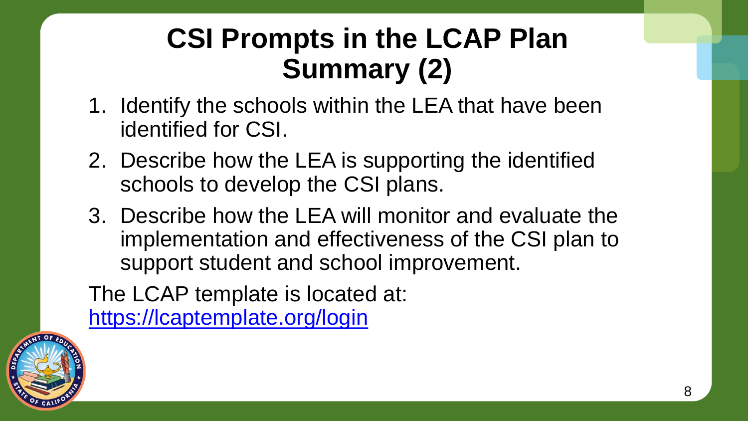# CSI Prompts in the LCAP Plan Summary (2)

1. Identify the schools within the LEA that have been identified for CSI.
2. Describe how the LEA is supporting the identified schools to develop the CSI plans.
3. Describe how the LEA will monitor and evaluate the implementation and effectiveness of the CSI plan to support student and school improvement.

The LCAP template is located at: https://lcaptemplate.org/login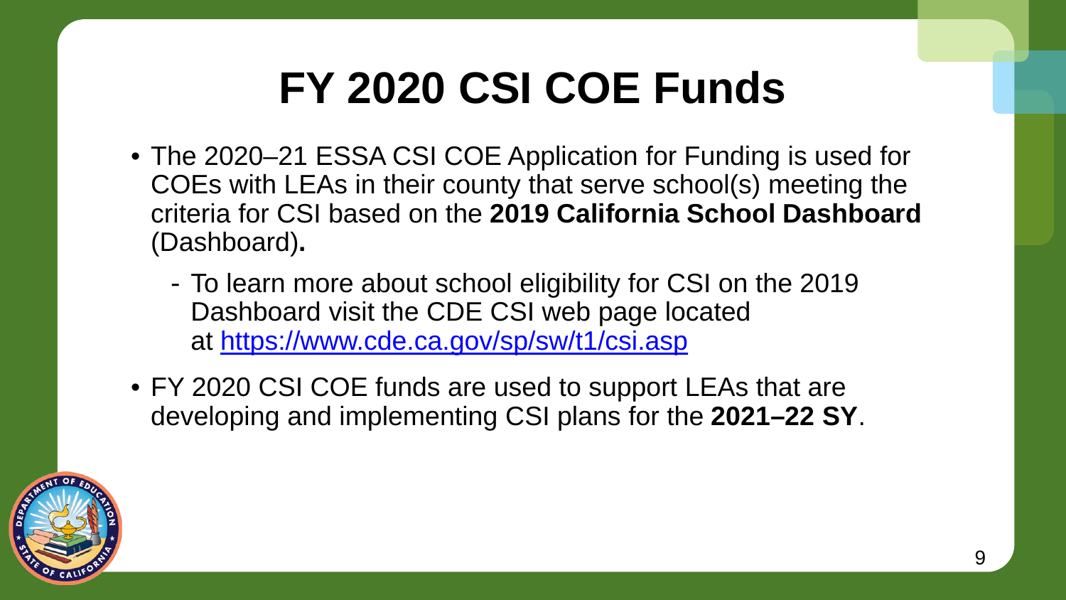# FY 2020 CSI COE Funds

- The 2020–21 ESSA CSI COE Application for Funding is used for COEs with LEAs in their county that serve school(s) meeting the criteria for CSI based on the **2019 California School Dashboard** (Dashboard)**.**
  - To learn more about school eligibility for CSI on the 2019 Dashboard visit the CDE CSI web page located at https://www.cde.ca.gov/sp/sw/t1/csi.asp
- FY 2020 CSI COE funds are used to support LEAs that are developing and implementing CSI plans for the **2021–22 SY**.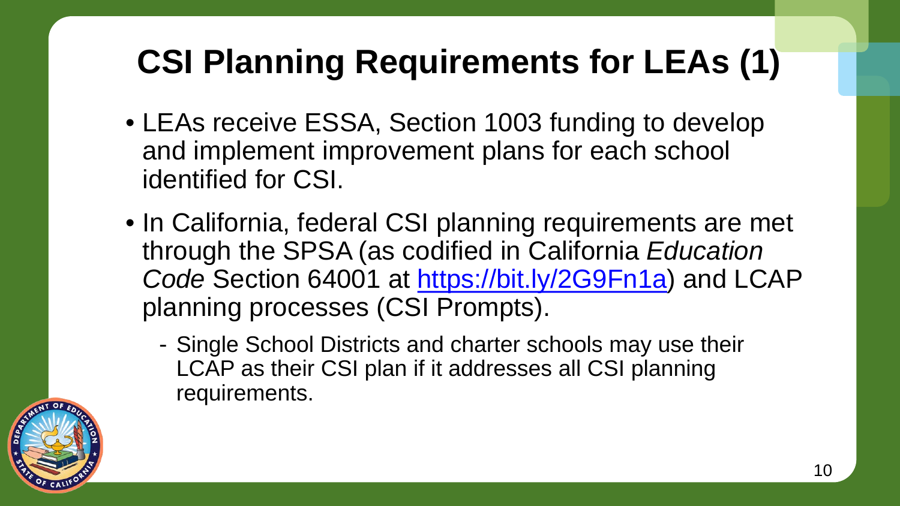# CSI Planning Requirements for LEAs (1)

- LEAs receive ESSA, Section 1003 funding to develop and implement improvement plans for each school identified for CSI.
- In California, federal CSI planning requirements are met through the SPSA (as codified in California *Education Code* Section 64001 at https://bit.ly/2G9Fn1a) and LCAP planning processes (CSI Prompts).
  - Single School Districts and charter schools may use their LCAP as their CSI plan if it addresses all CSI planning requirements.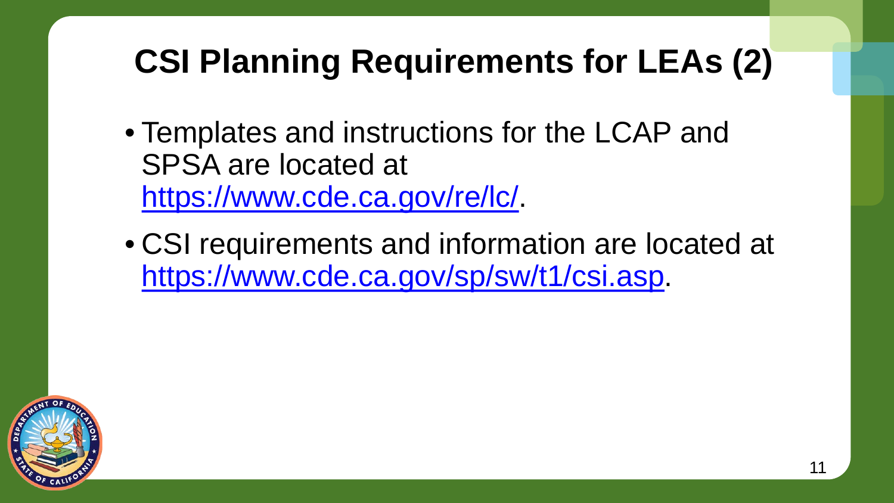# CSI Planning Requirements for LEAs (2)

- Templates and instructions for the LCAP and SPSA are located at https://www.cde.ca.gov/re/lc/.
- CSI requirements and information are located at https://www.cde.ca.gov/sp/sw/t1/csi.asp.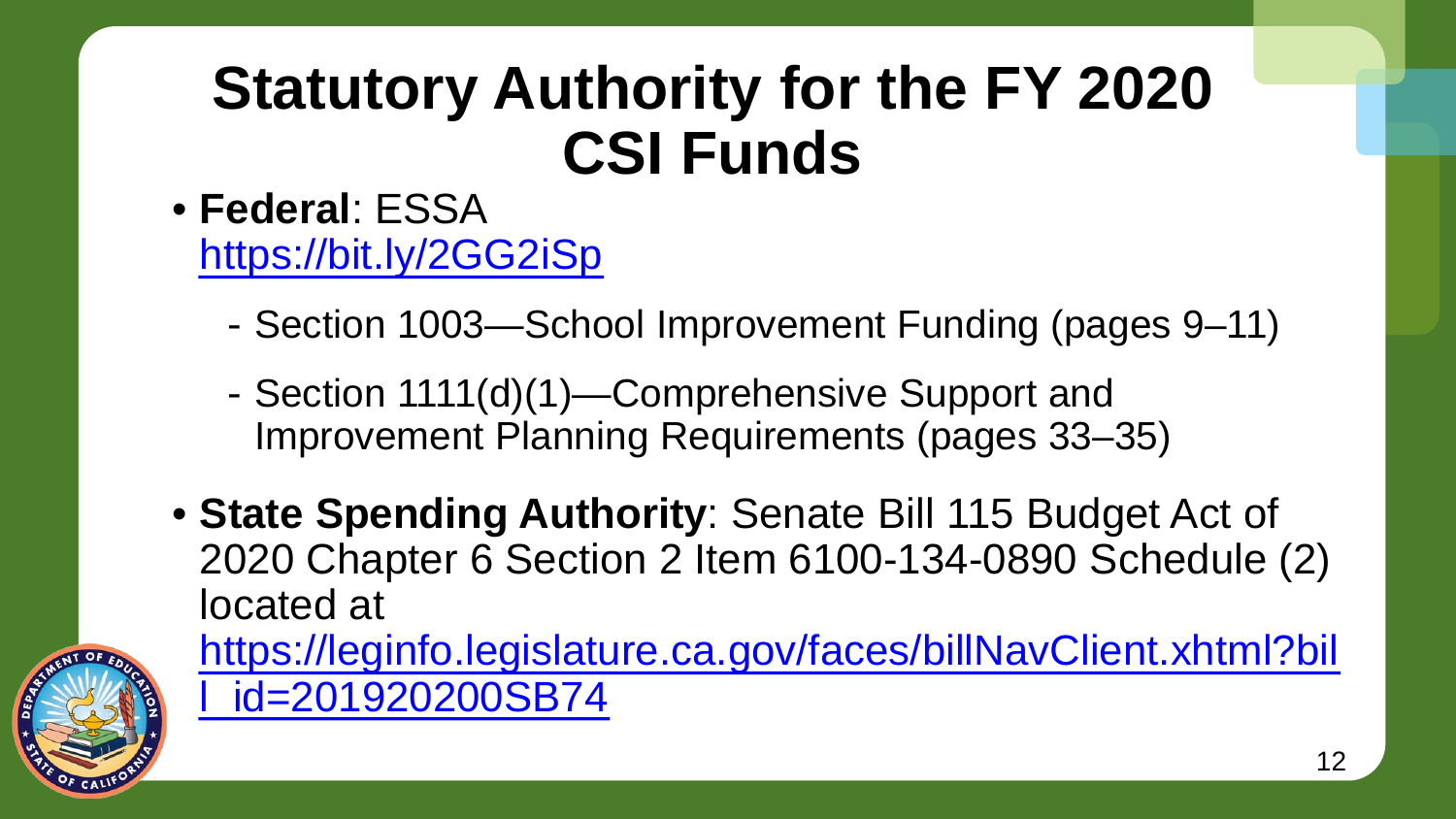# Statutory Authority for the FY 2020 CSI Funds

- **Federal**: ESSA https://bit.ly/2GG2iSp
  - Section 1003—School Improvement Funding (pages 9–11)
  - Section 1111(d)(1)—Comprehensive Support and Improvement Planning Requirements (pages 33–35)
- **State Spending Authority**: Senate Bill 115 Budget Act of 2020 Chapter 6 Section 2 Item 6100-134-0890 Schedule (2) located at https://leginfo.legislature.ca.gov/faces/billNavClient.xhtml?bill_id=201920200SB74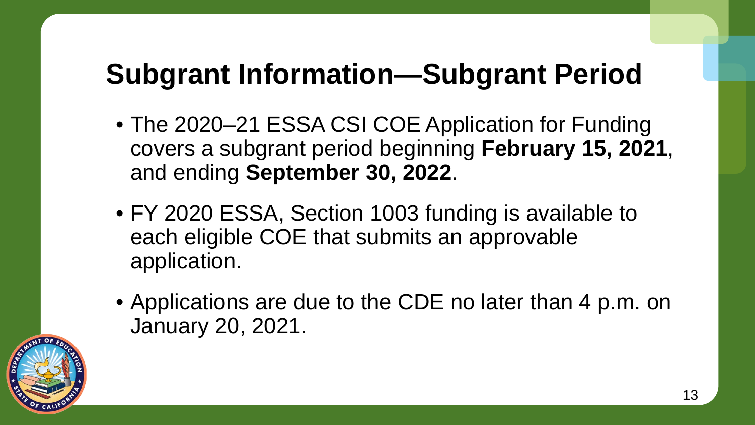# Subgrant Information—Subgrant Period

- The 2020–21 ESSA CSI COE Application for Funding covers a subgrant period beginning **February 15, 2021**, and ending **September 30, 2022**.
- FY 2020 ESSA, Section 1003 funding is available to each eligible COE that submits an approvable application.
- Applications are due to the CDE no later than 4 p.m. on January 20, 2021.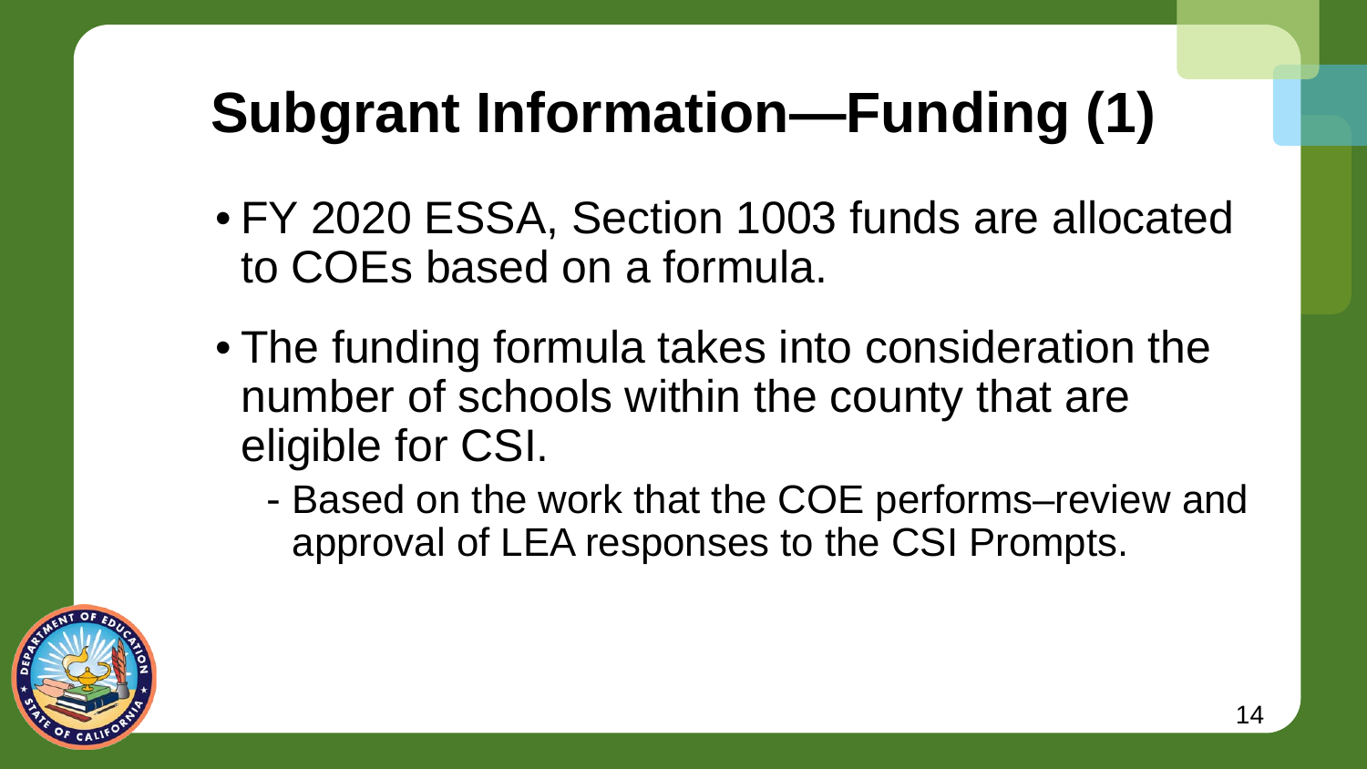# Subgrant Information—Funding (1)

- FY 2020 ESSA, Section 1003 funds are allocated to COEs based on a formula.
- The funding formula takes into consideration the number of schools within the county that are eligible for CSI.
  - Based on the work that the COE performs–review and approval of LEA responses to the CSI Prompts.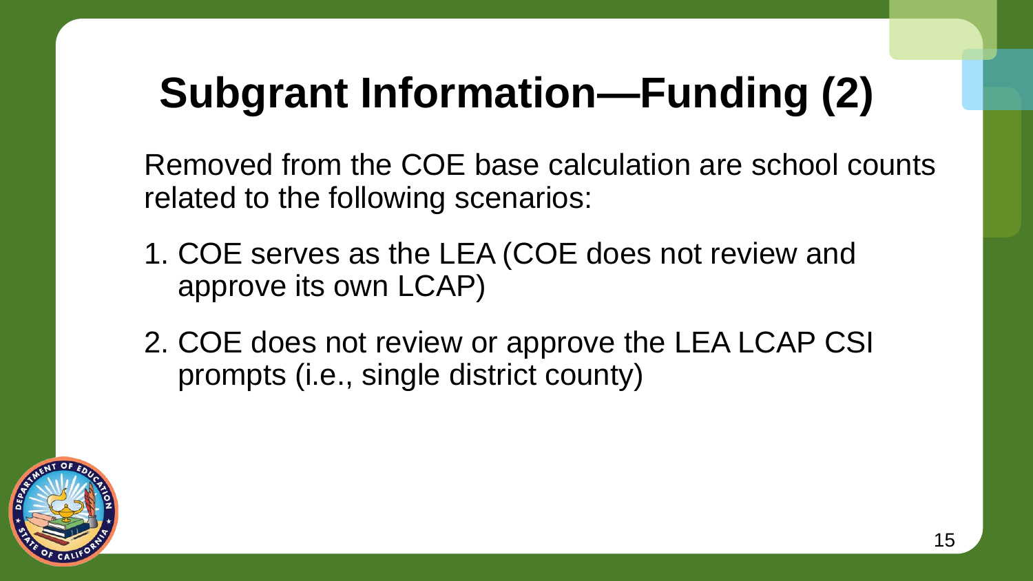# Subgrant Information—Funding (2)

Removed from the COE base calculation are school counts related to the following scenarios:

1. COE serves as the LEA (COE does not review and approve its own LCAP)
2. COE does not review or approve the LEA LCAP CSI prompts (i.e., single district county)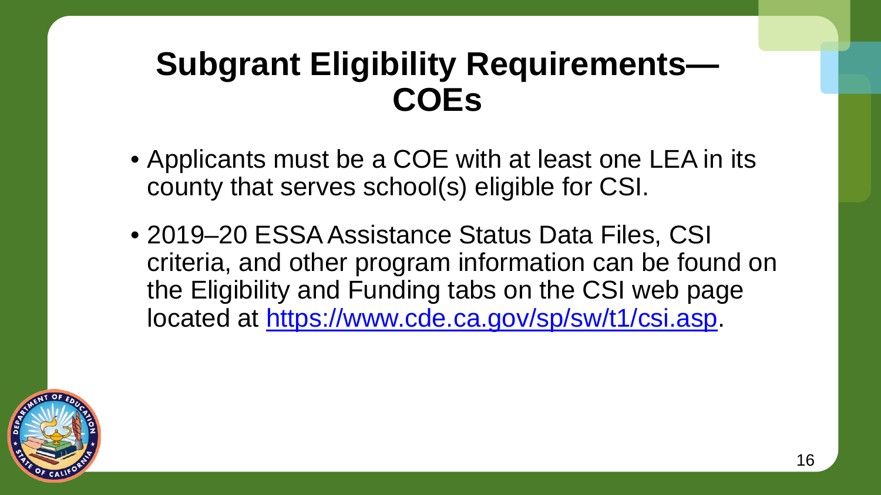# Subgrant Eligibility Requirements—COEs

- Applicants must be a COE with at least one LEA in its county that serves school(s) eligible for CSI.
- 2019–20 ESSA Assistance Status Data Files, CSI criteria, and other program information can be found on the Eligibility and Funding tabs on the CSI web page located at https://www.cde.ca.gov/sp/sw/t1/csi.asp.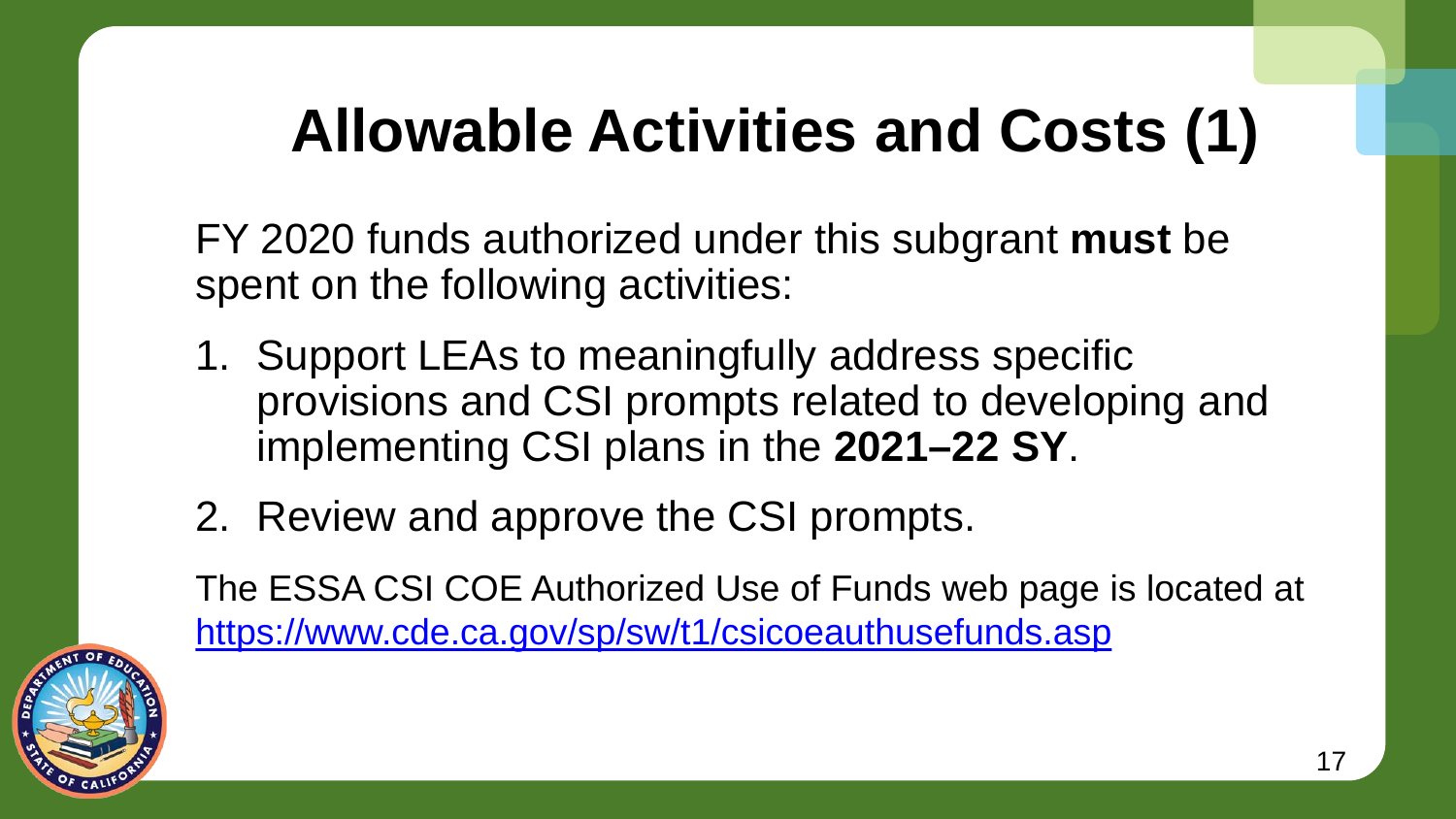# Allowable Activities and Costs (1)

FY 2020 funds authorized under this subgrant **must** be spent on the following activities:

1. Support LEAs to meaningfully address specific provisions and CSI prompts related to developing and implementing CSI plans in the **2021–22 SY**.
2. Review and approve the CSI prompts.

The ESSA CSI COE Authorized Use of Funds web page is located at https://www.cde.ca.gov/sp/sw/t1/csicoeauthusefunds.asp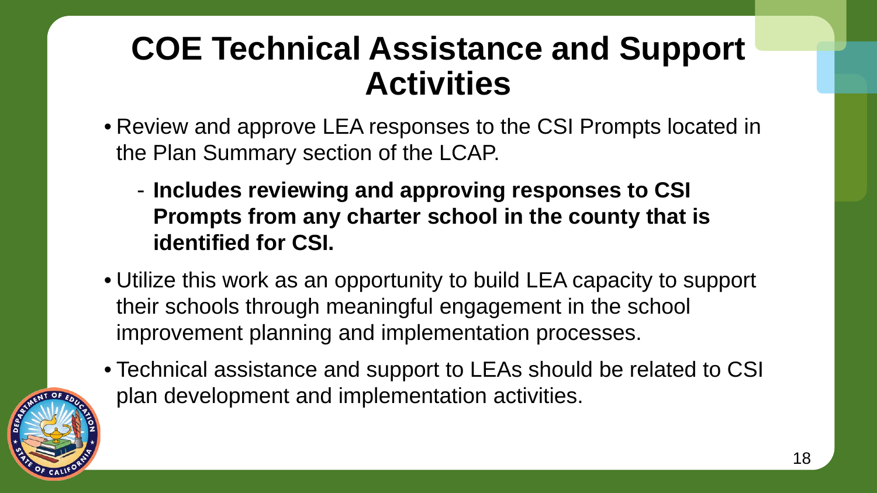# COE Technical Assistance and Support Activities

- Review and approve LEA responses to the CSI Prompts located in the Plan Summary section of the LCAP.
  - **Includes reviewing and approving responses to CSI Prompts from any charter school in the county that is identified for CSI.**
- Utilize this work as an opportunity to build LEA capacity to support their schools through meaningful engagement in the school improvement planning and implementation processes.
- Technical assistance and support to LEAs should be related to CSI plan development and implementation activities.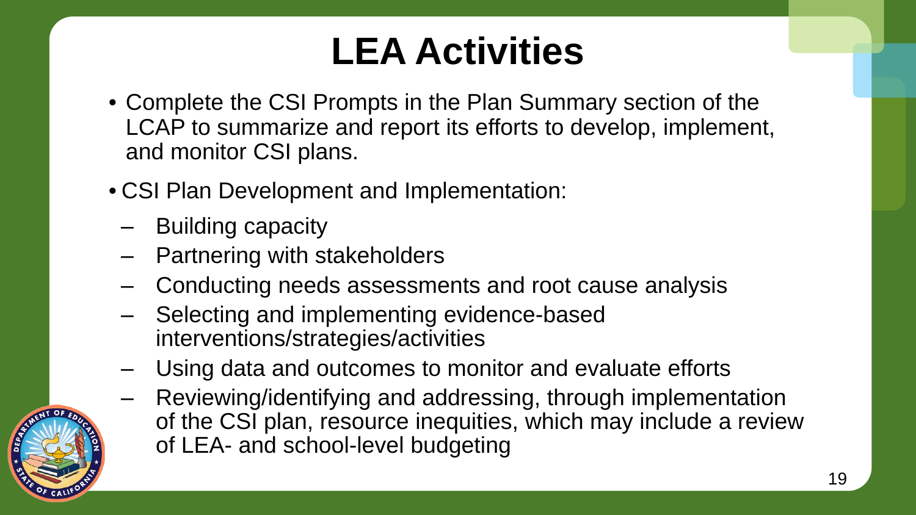# LEA Activities

- Complete the CSI Prompts in the Plan Summary section of the LCAP to summarize and report its efforts to develop, implement, and monitor CSI plans.
- CSI Plan Development and Implementation:
  - Building capacity
  - Partnering with stakeholders
  - Conducting needs assessments and root cause analysis
  - Selecting and implementing evidence-based interventions/strategies/activities
  - Using data and outcomes to monitor and evaluate efforts
  - Reviewing/identifying and addressing, through implementation of the CSI plan, resource inequities, which may include a review of LEA- and school-level budgeting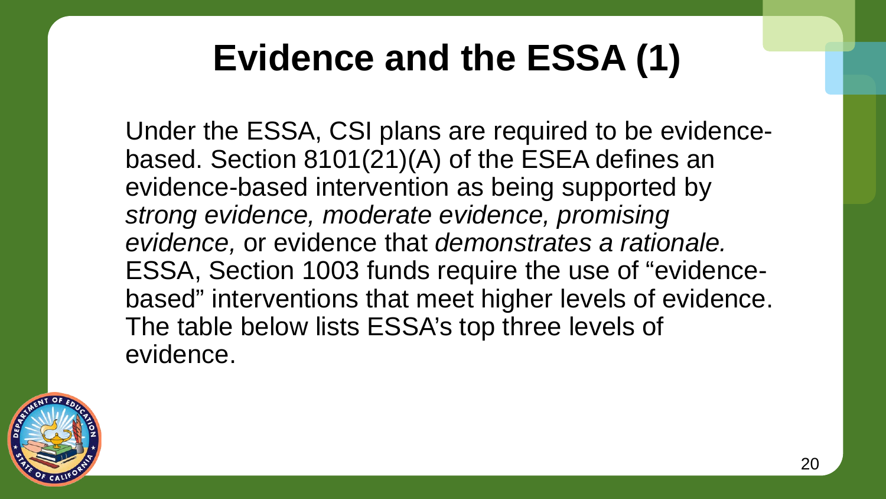# Evidence and the ESSA (1)

Under the ESSA, CSI plans are required to be evidence-based. Section 8101(21)(A) of the ESEA defines an evidence-based intervention as being supported by *strong evidence, moderate evidence, promising evidence,* or evidence that *demonstrates a rationale.* ESSA, Section 1003 funds require the use of “evidence-based” interventions that meet higher levels of evidence. The table below lists ESSA’s top three levels of evidence.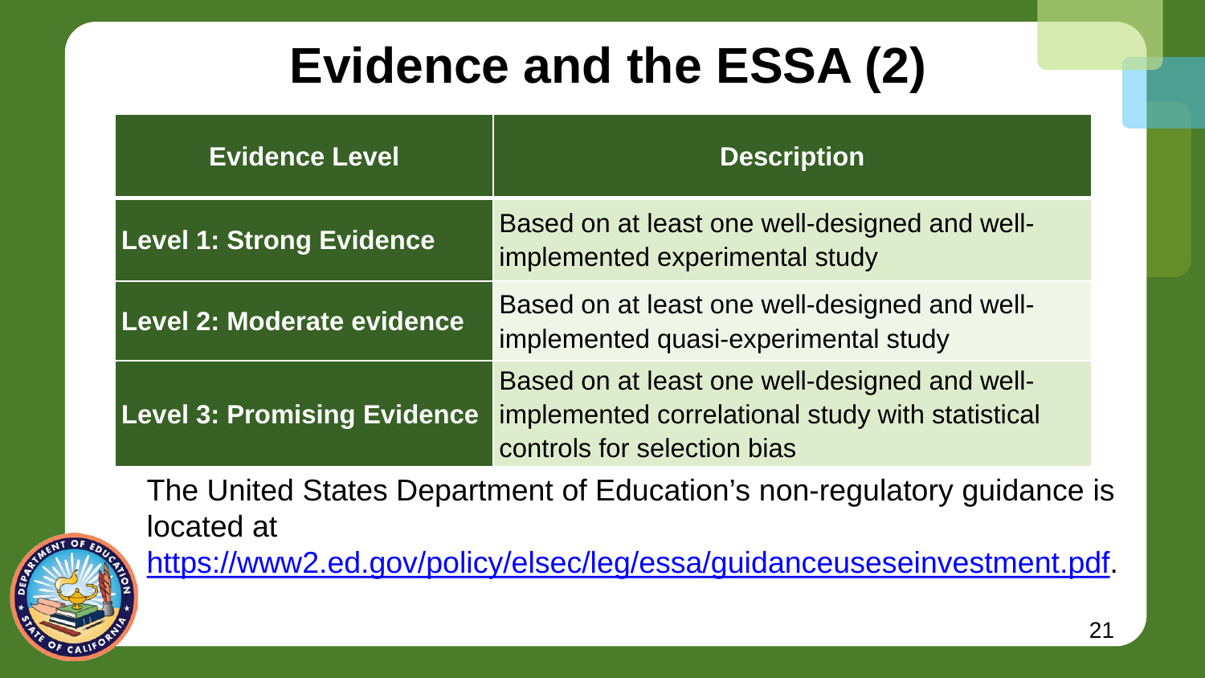# Evidence and the ESSA (2)

| Evidence Level | Description |
|---|---|
| **Level 1: Strong Evidence** | Based on at least one well-designed and well-implemented experimental study |
| **Level 2: Moderate evidence** | Based on at least one well-designed and well-implemented quasi-experimental study |
| **Level 3: Promising Evidence** | Based on at least one well-designed and well-implemented correlational study with statistical controls for selection bias |

The United States Department of Education's non-regulatory guidance is located at https://www2.ed.gov/policy/elsec/leg/essa/guidanceuseseinvestment.pdf.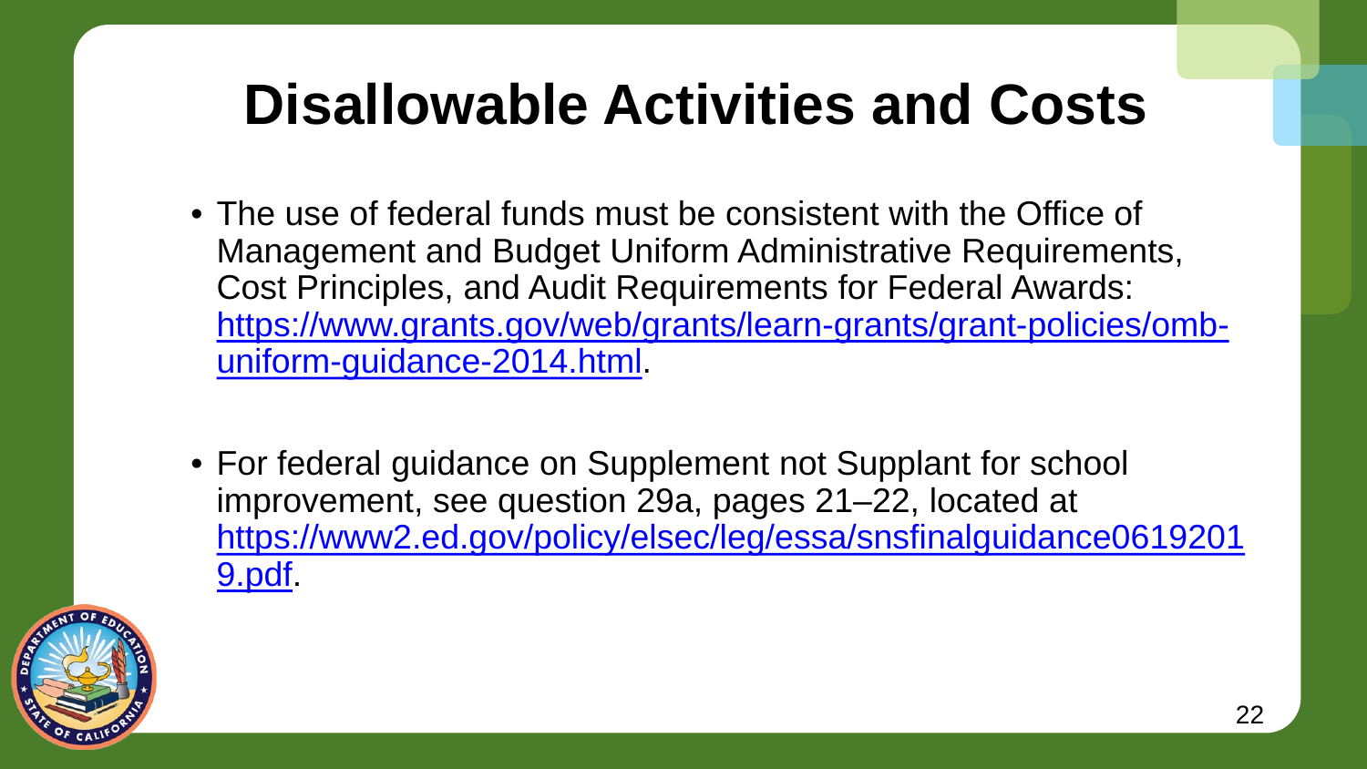# Disallowable Activities and Costs

- The use of federal funds must be consistent with the Office of Management and Budget Uniform Administrative Requirements, Cost Principles, and Audit Requirements for Federal Awards: https://www.grants.gov/web/grants/learn-grants/grant-policies/omb-uniform-guidance-2014.html.

- For federal guidance on Supplement not Supplant for school improvement, see question 29a, pages 21–22, located at https://www2.ed.gov/policy/elsec/leg/essa/snsfinalguidance06192019.pdf.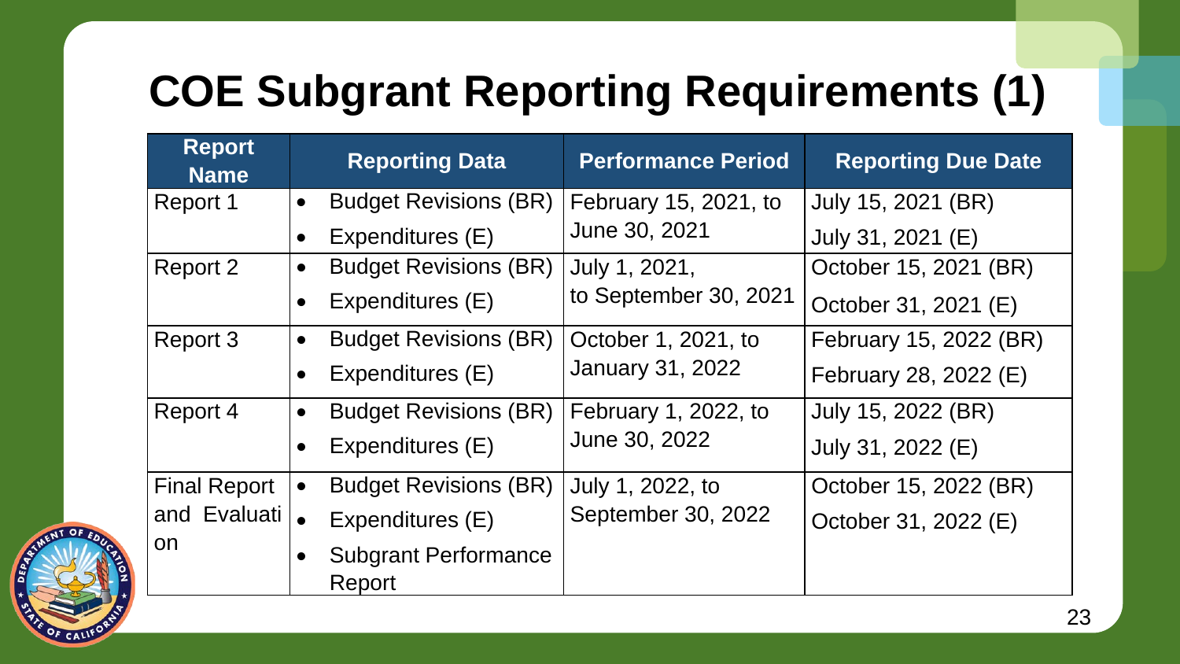# COE Subgrant Reporting Requirements (1)

| Report Name | Reporting Data | Performance Period | Reporting Due Date |
|---|---|---|---|
| Report 1 | • Budget Revisions (BR)<br>• Expenditures (E) | February 15, 2021, to June 30, 2021 | July 15, 2021 (BR)<br>July 31, 2021 (E) |
| Report 2 | • Budget Revisions (BR)<br>• Expenditures (E) | July 1, 2021, to September 30, 2021 | October 15, 2021 (BR)<br>October 31, 2021 (E) |
| Report 3 | • Budget Revisions (BR)<br>• Expenditures (E) | October 1, 2021, to January 31, 2022 | February 15, 2022 (BR)<br>February 28, 2022 (E) |
| Report 4 | • Budget Revisions (BR)<br>• Expenditures (E) | February 1, 2022, to June 30, 2022 | July 15, 2022 (BR)<br>July 31, 2022 (E) |
| Final Report and Evaluation | • Budget Revisions (BR)<br>• Expenditures (E)<br>• Subgrant Performance Report | July 1, 2022, to September 30, 2022 | October 15, 2022 (BR)<br>October 31, 2022 (E) |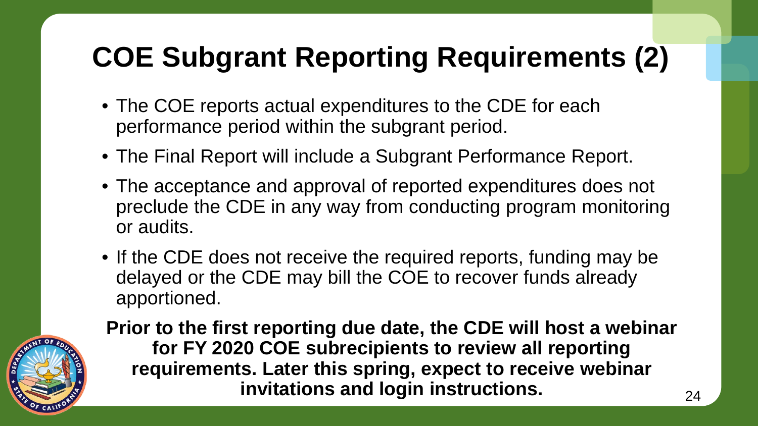# COE Subgrant Reporting Requirements (2)

- The COE reports actual expenditures to the CDE for each performance period within the subgrant period.
- The Final Report will include a Subgrant Performance Report.
- The acceptance and approval of reported expenditures does not preclude the CDE in any way from conducting program monitoring or audits.
- If the CDE does not receive the required reports, funding may be delayed or the CDE may bill the COE to recover funds already apportioned.

**Prior to the first reporting due date, the CDE will host a webinar for FY 2020 COE subrecipients to review all reporting requirements. Later this spring, expect to receive webinar invitations and login instructions.**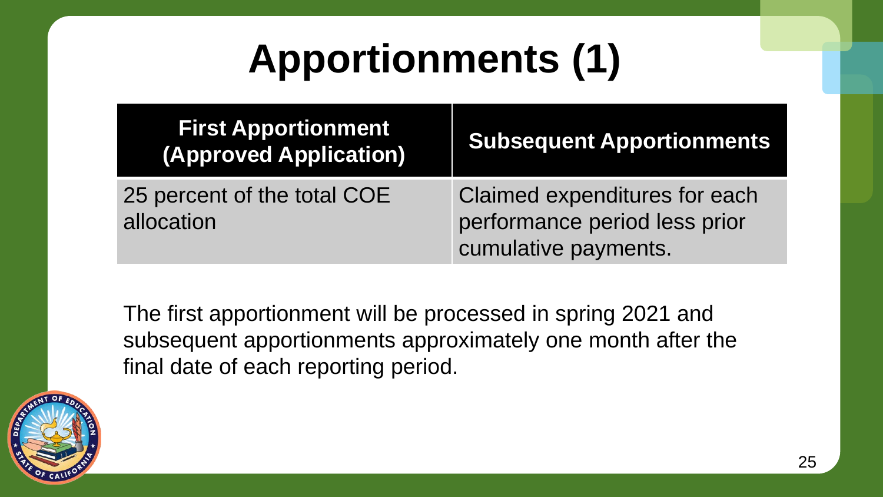# Apportionments (1)

| First Apportionment (Approved Application) | Subsequent Apportionments |
|---|---|
| 25 percent of the total COE allocation | Claimed expenditures for each performance period less prior cumulative payments. |

The first apportionment will be processed in spring 2021 and subsequent apportionments approximately one month after the final date of each reporting period.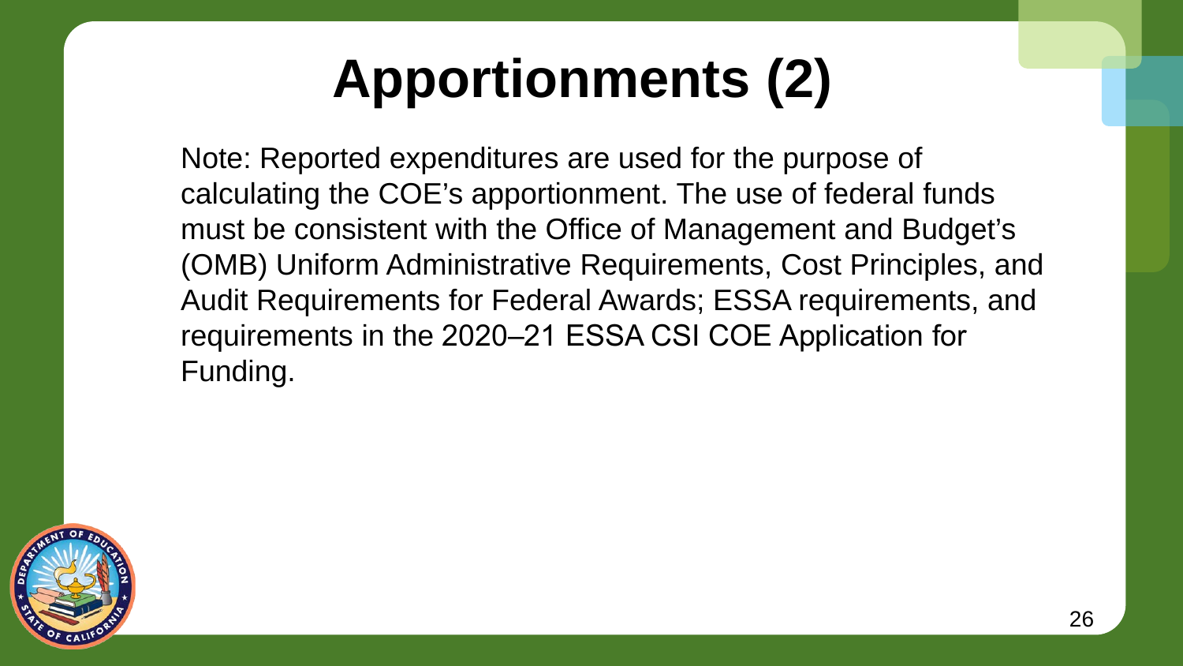# Apportionments (2)

Note: Reported expenditures are used for the purpose of calculating the COE's apportionment. The use of federal funds must be consistent with the Office of Management and Budget's (OMB) Uniform Administrative Requirements, Cost Principles, and Audit Requirements for Federal Awards; ESSA requirements, and requirements in the 2020–21 ESSA CSI COE Application for Funding.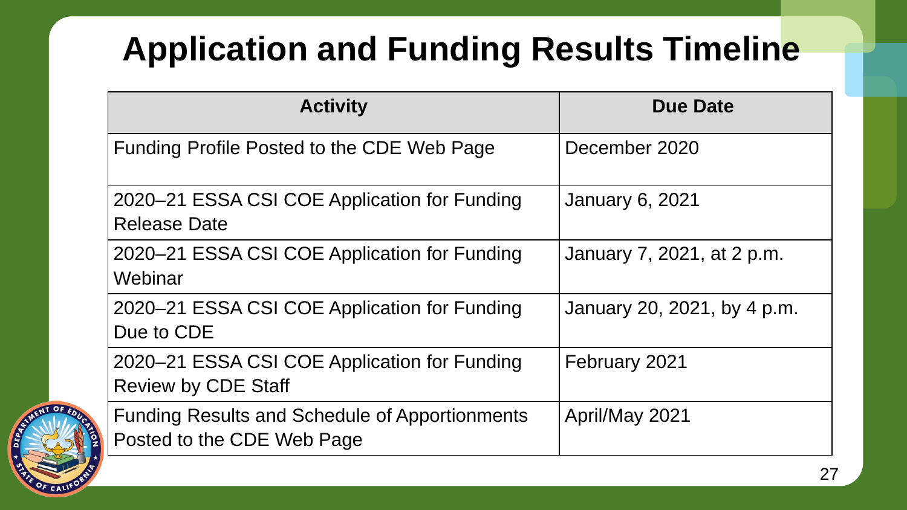# Application and Funding Results Timeline

| Activity | Due Date |
| --- | --- |
| Funding Profile Posted to the CDE Web Page | December 2020 |
| 2020–21 ESSA CSI COE Application for Funding Release Date | January 6, 2021 |
| 2020–21 ESSA CSI COE Application for Funding Webinar | January 7, 2021, at 2 p.m. |
| 2020–21 ESSA CSI COE Application for Funding Due to CDE | January 20, 2021, by 4 p.m. |
| 2020–21 ESSA CSI COE Application for Funding Review by CDE Staff | February 2021 |
| Funding Results and Schedule of Apportionments Posted to the CDE Web Page | April/May 2021 |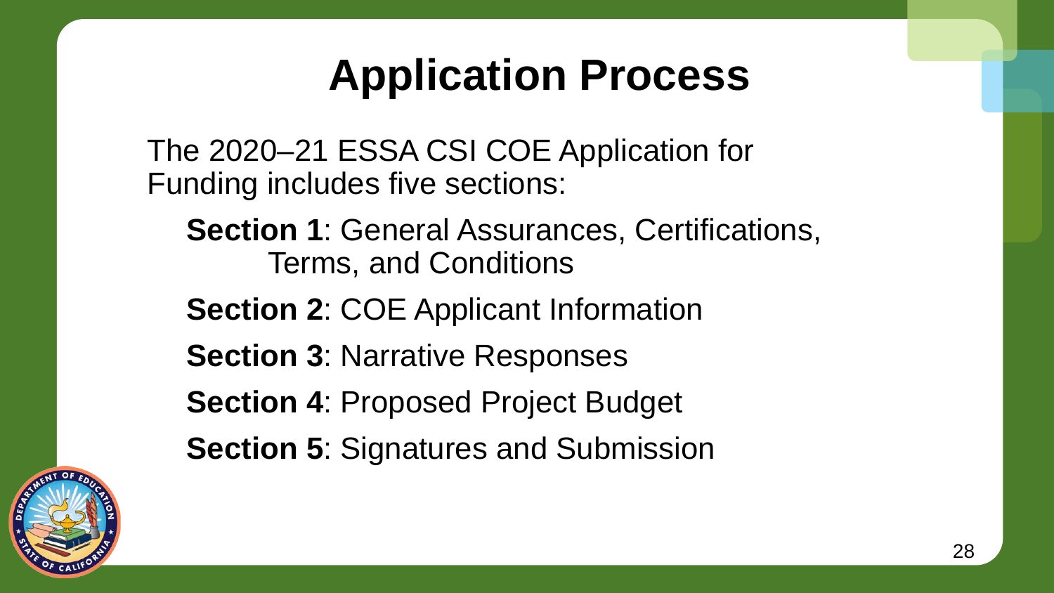# Application Process

The 2020–21 ESSA CSI COE Application for Funding includes five sections:

- **Section 1**: General Assurances, Certifications, Terms, and Conditions
- **Section 2**: COE Applicant Information
- **Section 3**: Narrative Responses
- **Section 4**: Proposed Project Budget
- **Section 5**: Signatures and Submission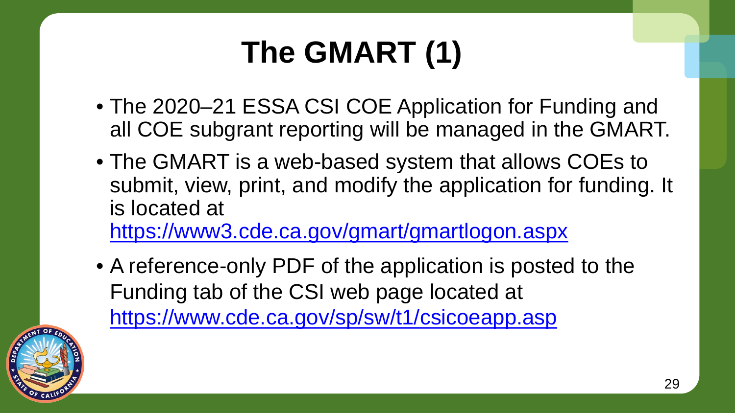# The GMART (1)

- The 2020–21 ESSA CSI COE Application for Funding and all COE subgrant reporting will be managed in the GMART.
- The GMART is a web-based system that allows COEs to submit, view, print, and modify the application for funding. It is located at https://www3.cde.ca.gov/gmart/gmartlogon.aspx
- A reference-only PDF of the application is posted to the Funding tab of the CSI web page located at https://www.cde.ca.gov/sp/sw/t1/csicoeapp.asp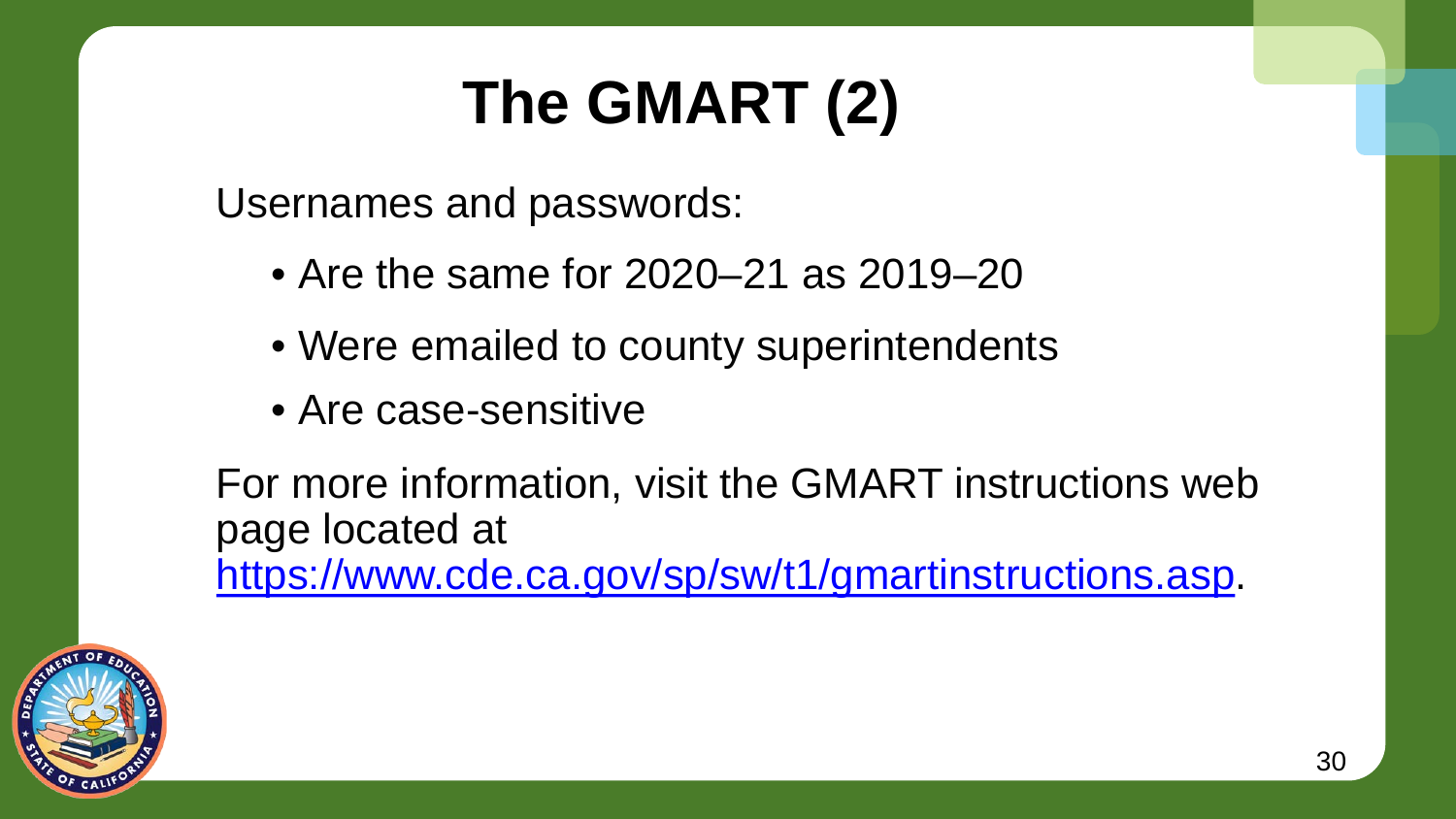# The GMART (2)

Usernames and passwords:

- Are the same for 2020–21 as 2019–20
- Were emailed to county superintendents
- Are case-sensitive

For more information, visit the GMART instructions web page located at https://www.cde.ca.gov/sp/sw/t1/gmartinstructions.asp.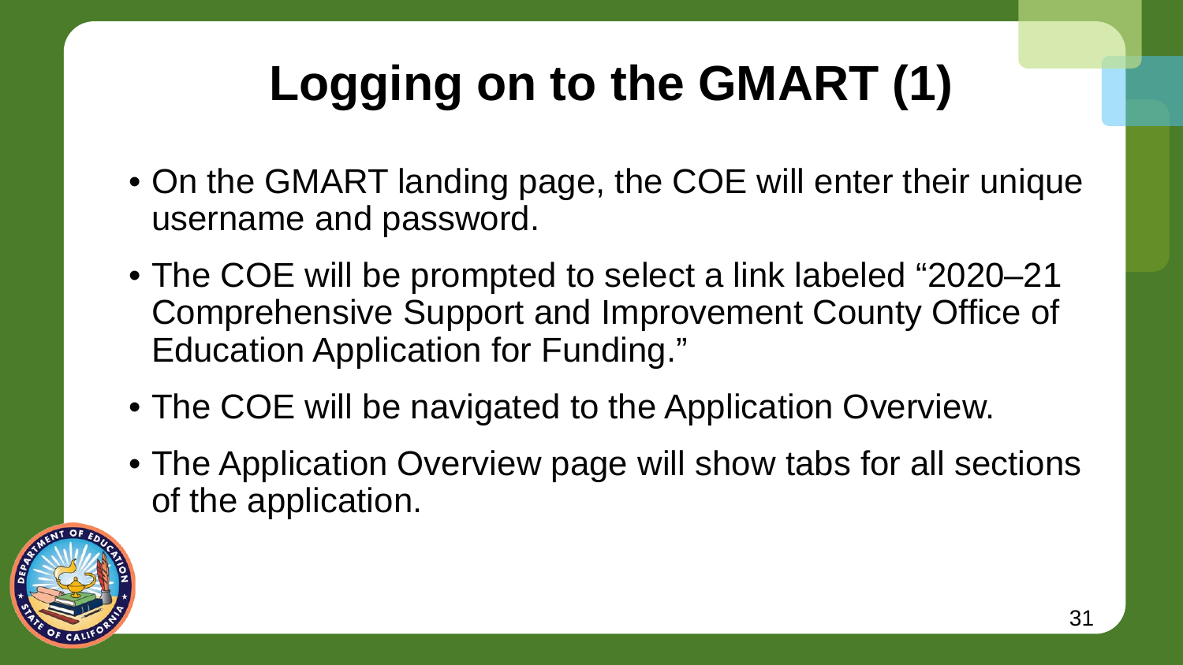# Logging on to the GMART (1)

- On the GMART landing page, the COE will enter their unique username and password.
- The COE will be prompted to select a link labeled "2020–21 Comprehensive Support and Improvement County Office of Education Application for Funding."
- The COE will be navigated to the Application Overview.
- The Application Overview page will show tabs for all sections of the application.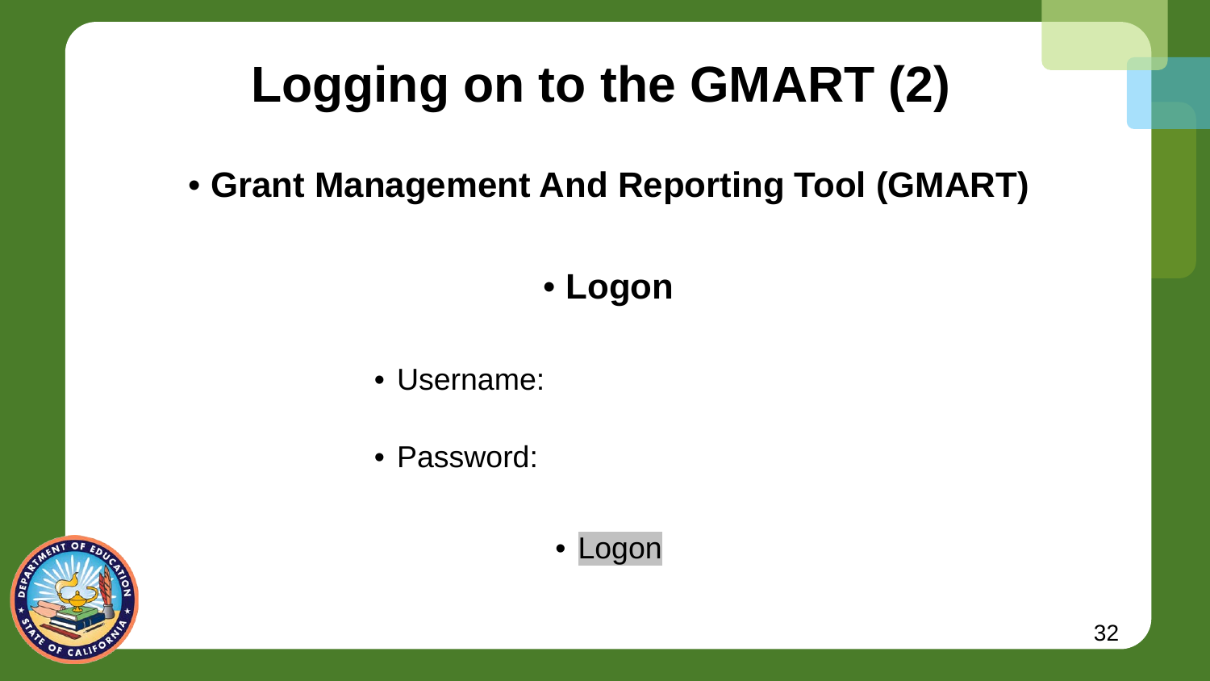# Logging on to the GMART (2)

- **Grant Management And Reporting Tool (GMART)**
  - **Logon**
    - Username:
    - Password:
      - Logon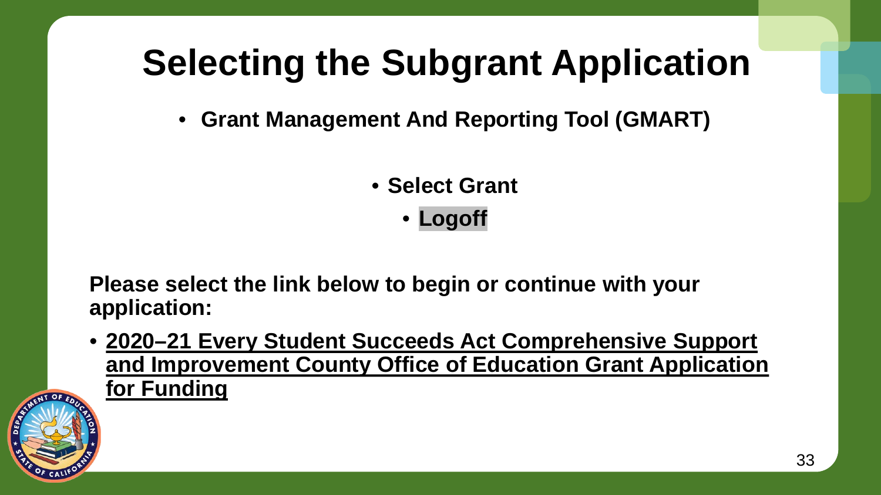# Selecting the Subgrant Application

- **Grant Management And Reporting Tool (GMART)**

  - **Select Grant**
    - **Logoff**

**Please select the link below to begin or continue with your application:**

- **2020–21 Every Student Succeeds Act Comprehensive Support and Improvement County Office of Education Grant Application for Funding**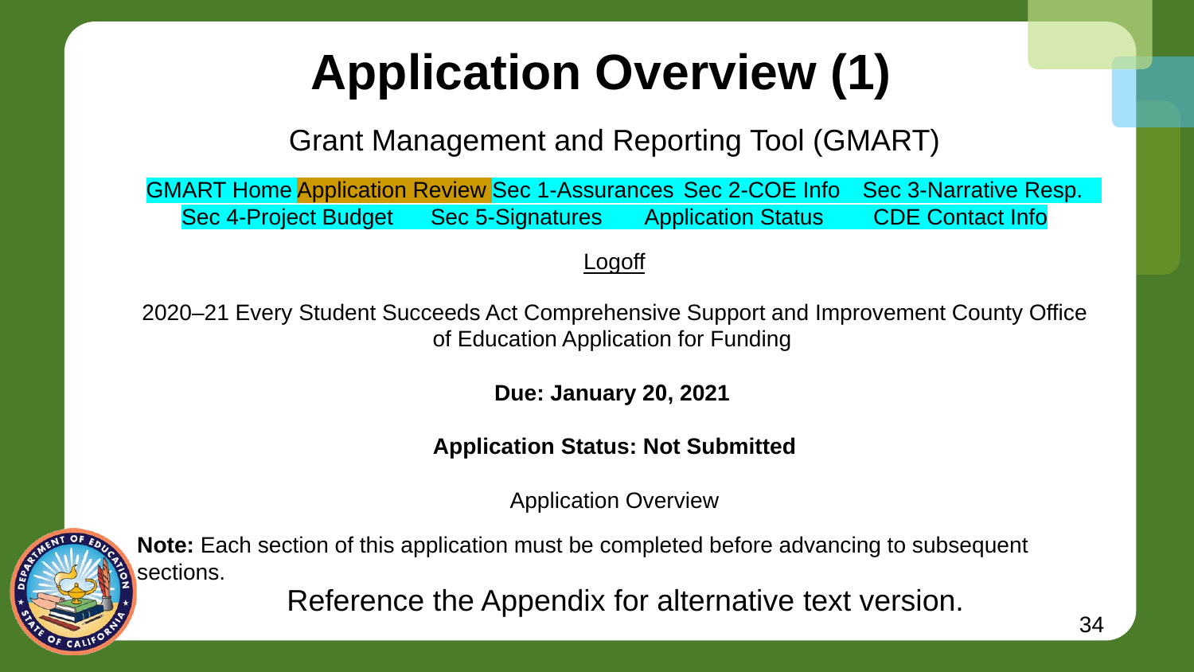# Application Overview (1)

Grant Management and Reporting Tool (GMART)

GMART Home | Application Review | Sec 1-Assurances | Sec 2-COE Info | Sec 3-Narrative Resp. | Sec 4-Project Budget | Sec 5-Signatures | Application Status | CDE Contact Info

Logoff

2020–21 Every Student Succeeds Act Comprehensive Support and Improvement County Office of Education Application for Funding

**Due: January 20, 2021**

**Application Status: Not Submitted**

Application Overview

**Note:** Each section of this application must be completed before advancing to subsequent sections.

Reference the Appendix for alternative text version.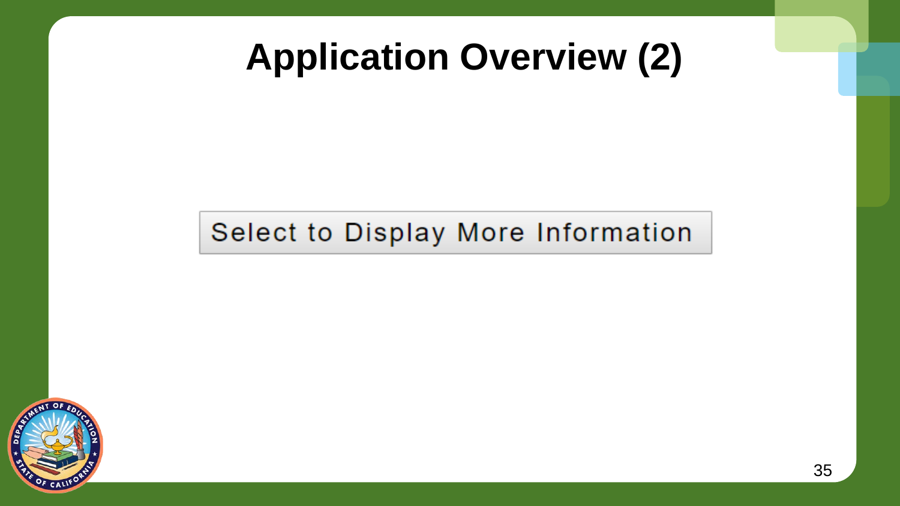# Application Overview (2)

Select to Display More Information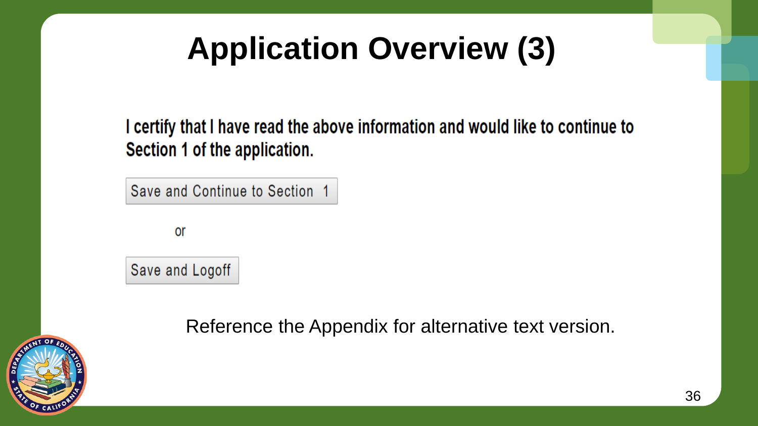# Application Overview (3)

I certify that I have read the above information and would like to continue to Section 1 of the application.

Save and Continue to Section 1

or

Save and Logoff

Reference the Appendix for alternative text version.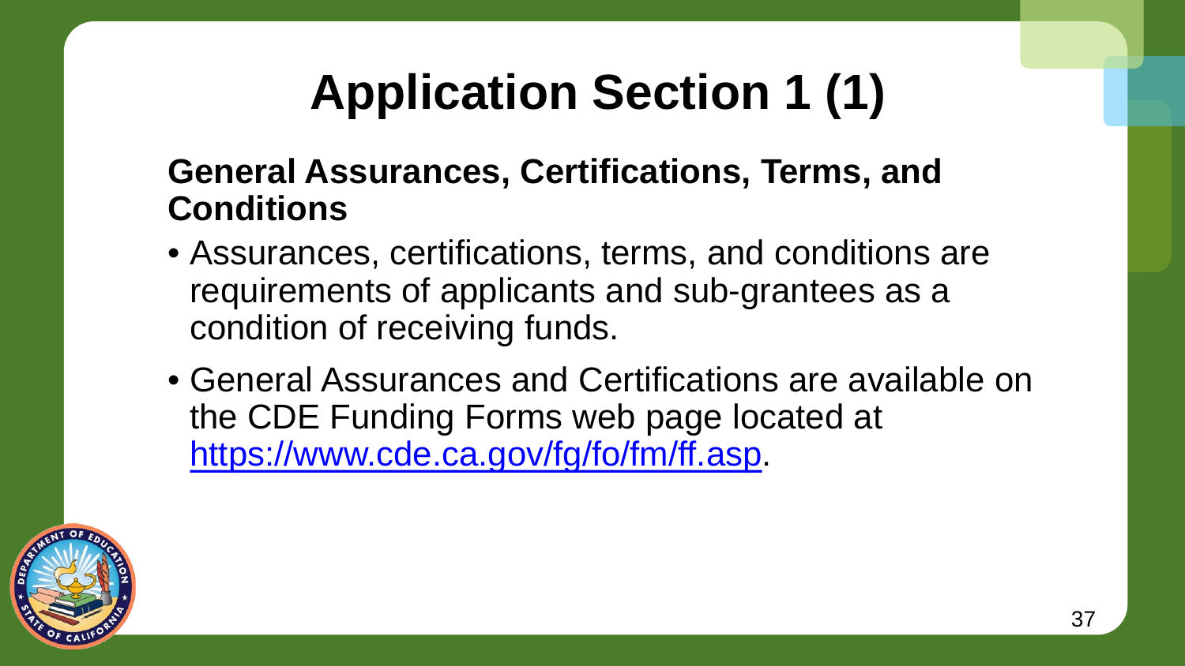# Application Section 1 (1)

**General Assurances, Certifications, Terms, and Conditions**

- Assurances, certifications, terms, and conditions are requirements of applicants and sub-grantees as a condition of receiving funds.
- General Assurances and Certifications are available on the CDE Funding Forms web page located at [https://www.cde.ca.gov/fg/fo/fm/ff.asp](https://www.cde.ca.gov/fg/fo/fm/ff.asp).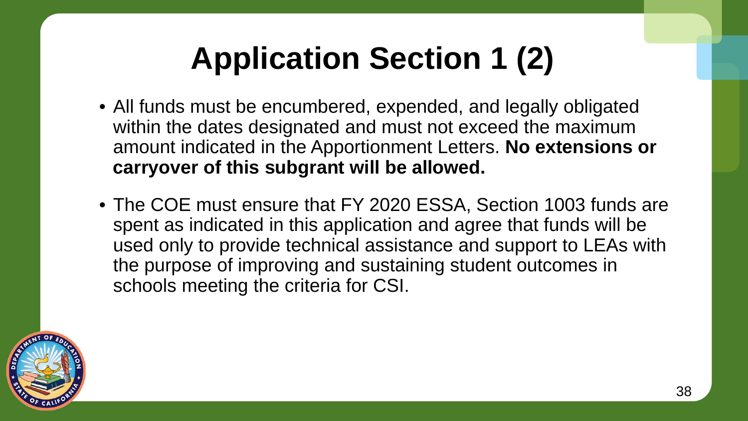# Application Section 1 (2)

- All funds must be encumbered, expended, and legally obligated within the dates designated and must not exceed the maximum amount indicated in the Apportionment Letters. **No extensions or carryover of this subgrant will be allowed.**
- The COE must ensure that FY 2020 ESSA, Section 1003 funds are spent as indicated in this application and agree that funds will be used only to provide technical assistance and support to LEAs with the purpose of improving and sustaining student outcomes in schools meeting the criteria for CSI.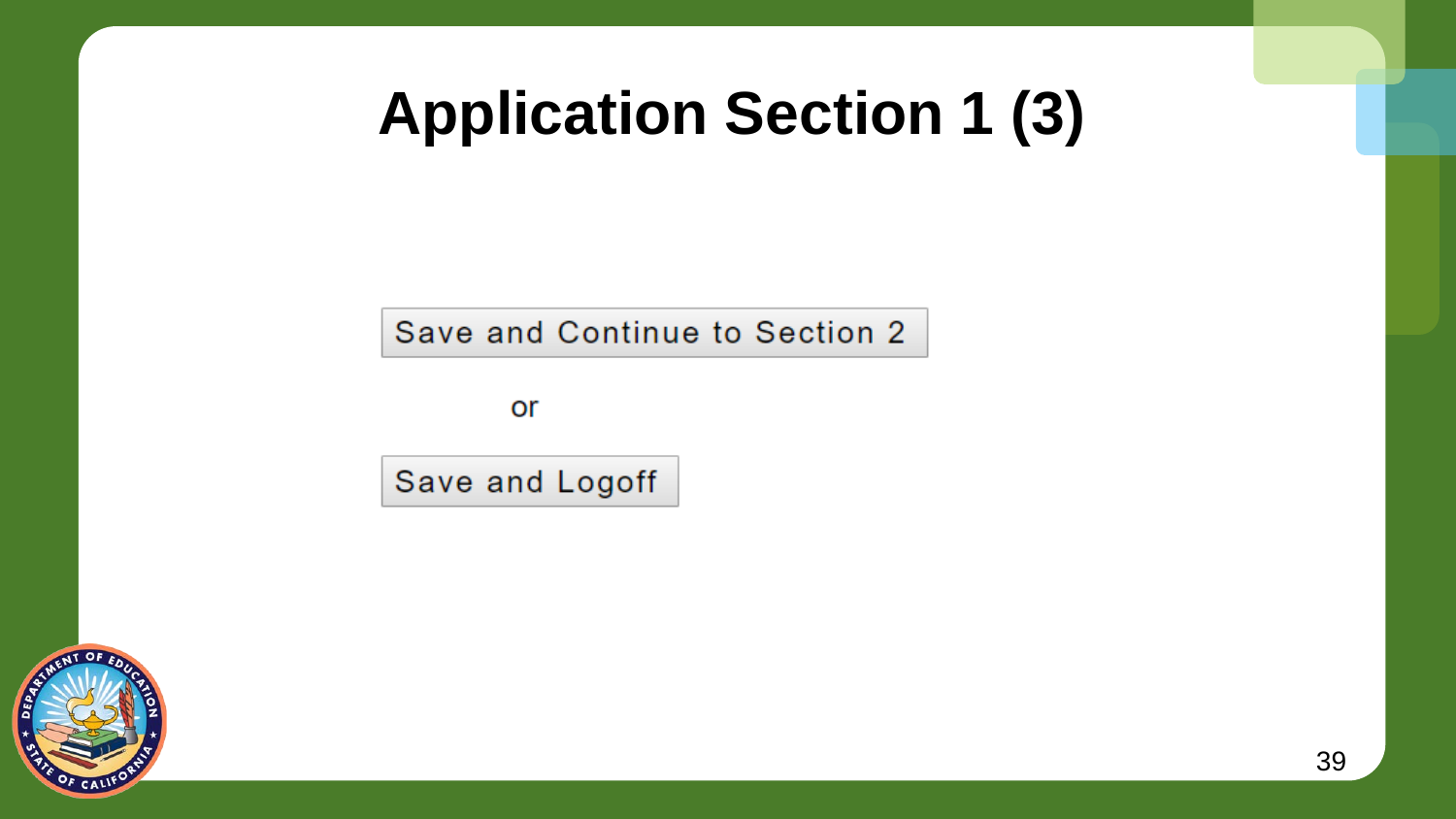# Application Section 1 (3)

Save and Continue to Section 2

or

Save and Logoff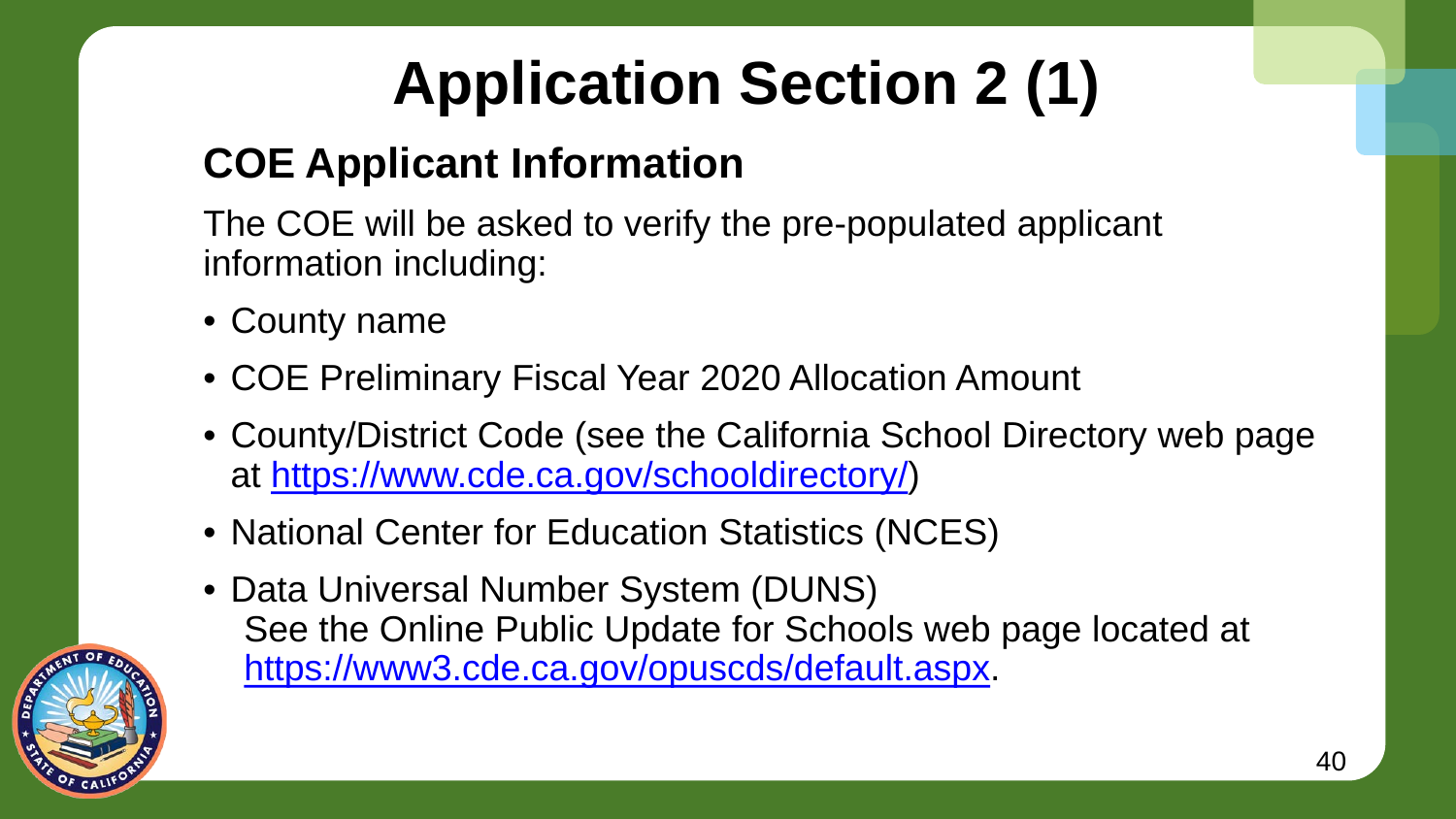# Application Section 2 (1)

## COE Applicant Information

The COE will be asked to verify the pre-populated applicant information including:

- County name
- COE Preliminary Fiscal Year 2020 Allocation Amount
- County/District Code (see the California School Directory web page at [https://www.cde.ca.gov/schooldirectory/](https://www.cde.ca.gov/schooldirectory/))
- National Center for Education Statistics (NCES)
- Data Universal Number System (DUNS)
  See the Online Public Update for Schools web page located at [https://www3.cde.ca.gov/opuscds/default.aspx](https://www3.cde.ca.gov/opuscds/default.aspx).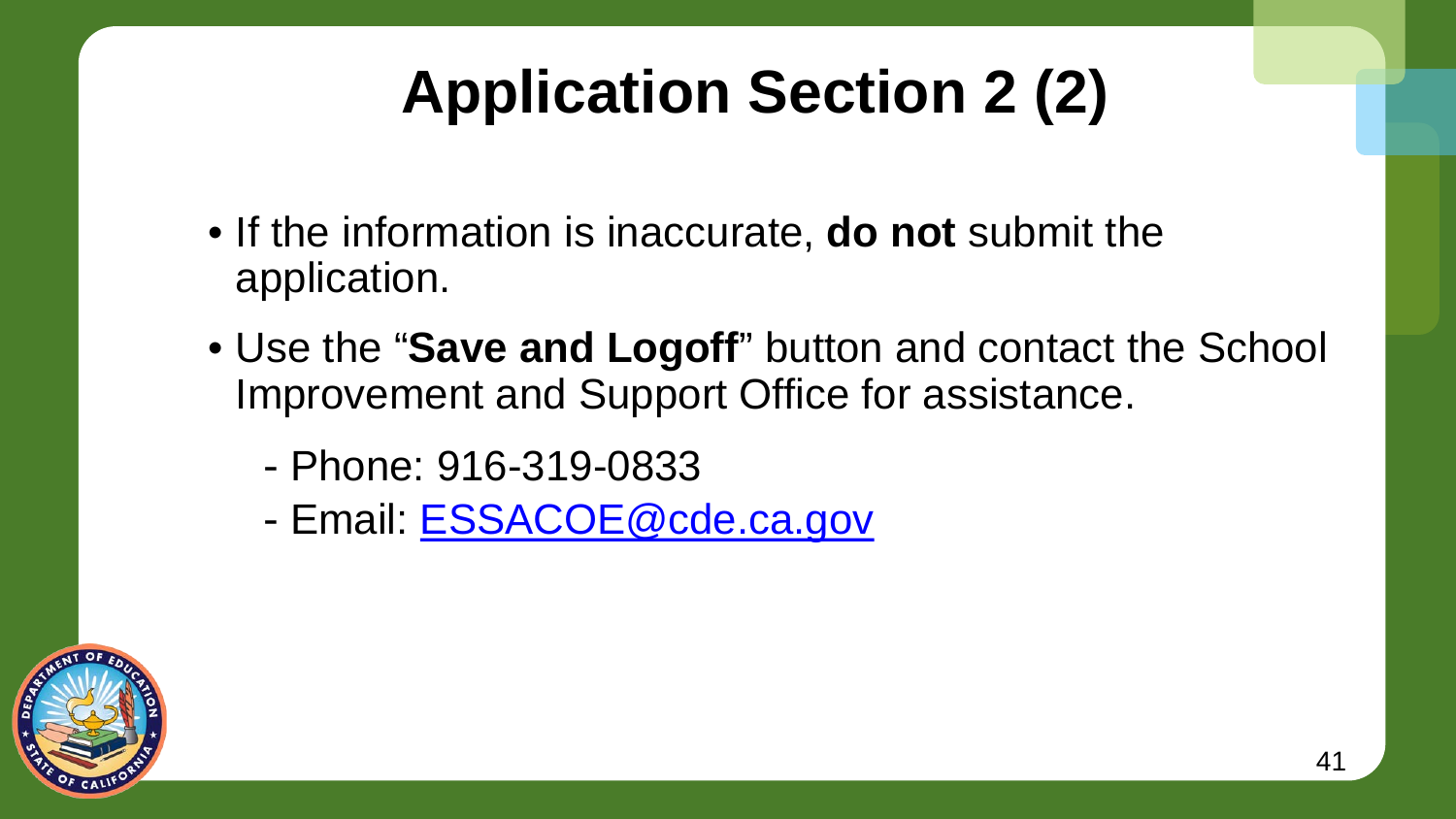# Application Section 2 (2)

- If the information is inaccurate, **do not** submit the application.
- Use the "**Save and Logoff**" button and contact the School Improvement and Support Office for assistance.
  - Phone: 916-319-0833
  - Email: [ESSACOE@cde.ca.gov](mailto:ESSACOE@cde.ca.gov)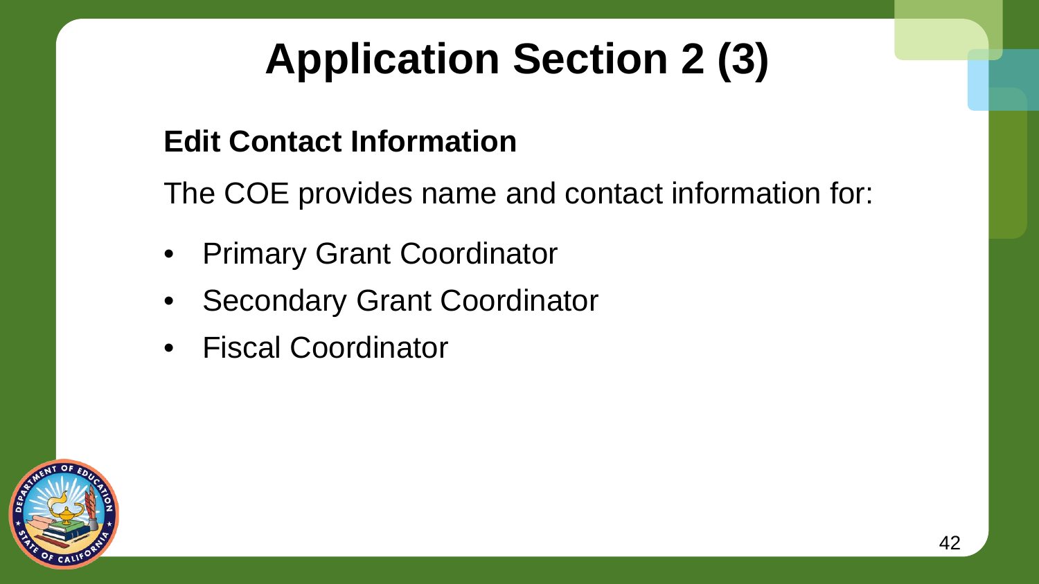# Application Section 2 (3)

**Edit Contact Information**

The COE provides name and contact information for:

- Primary Grant Coordinator
- Secondary Grant Coordinator
- Fiscal Coordinator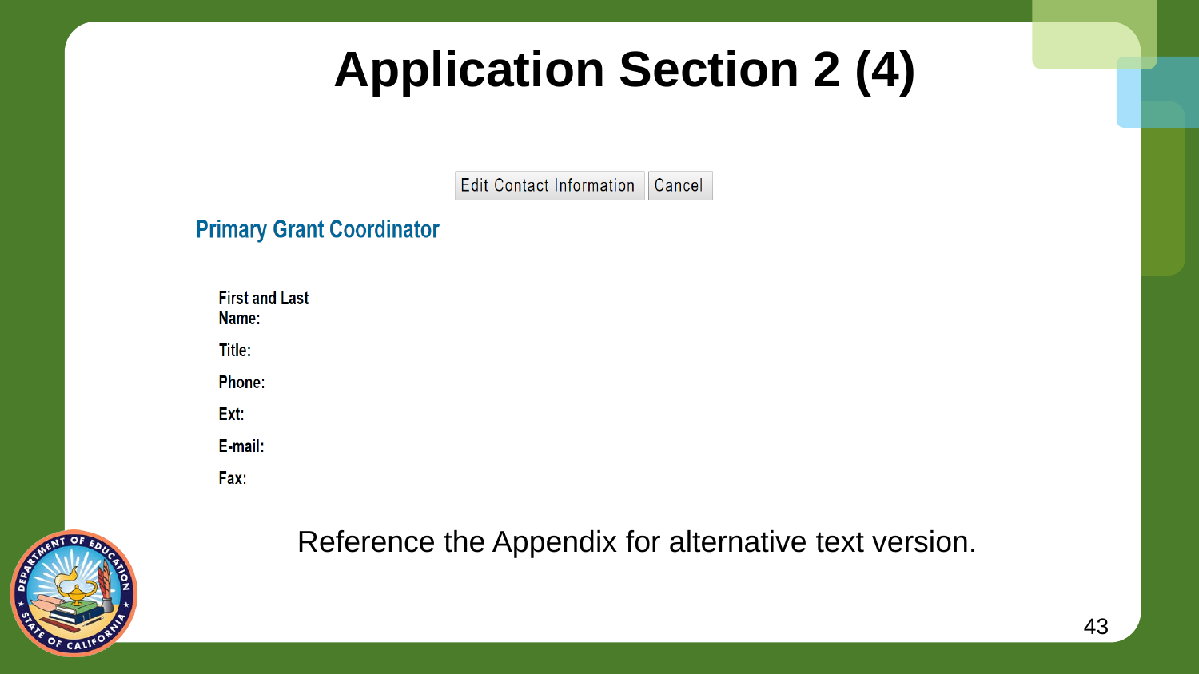# Application Section 2 (4)

Edit Contact Information | Cancel

## Primary Grant Coordinator

**First and Last Name:**

**Title:**

**Phone:**

**Ext:**

**E-mail:**

**Fax:**

Reference the Appendix for alternative text version.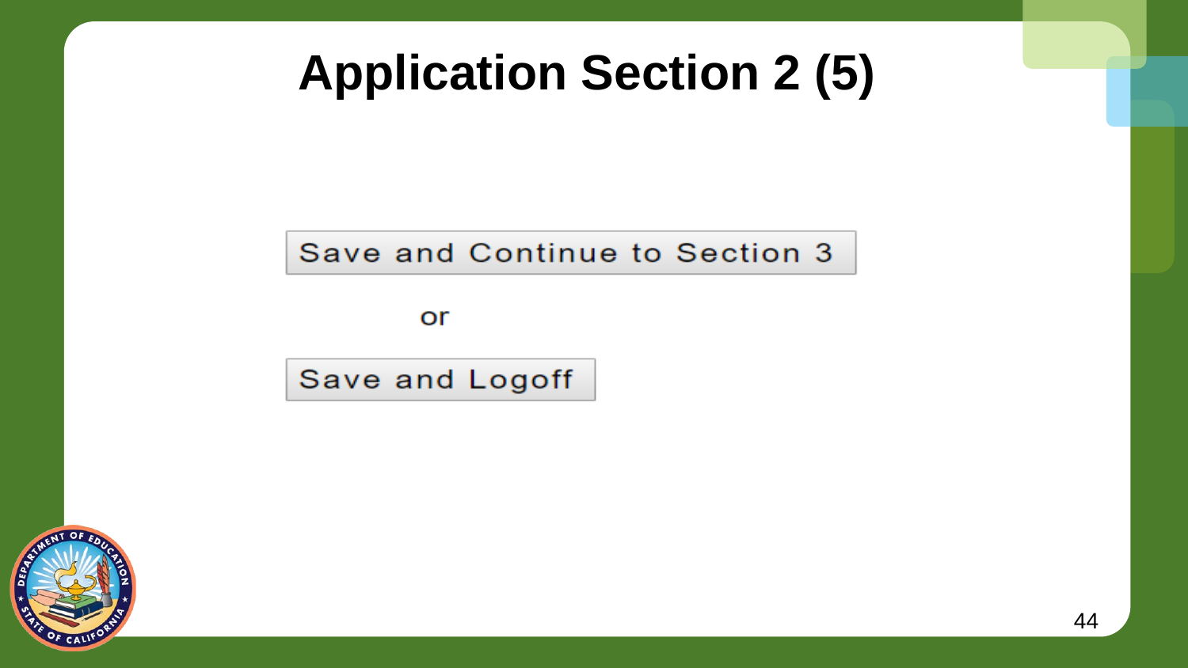# Application Section 2 (5)

Save and Continue to Section 3

or

Save and Logoff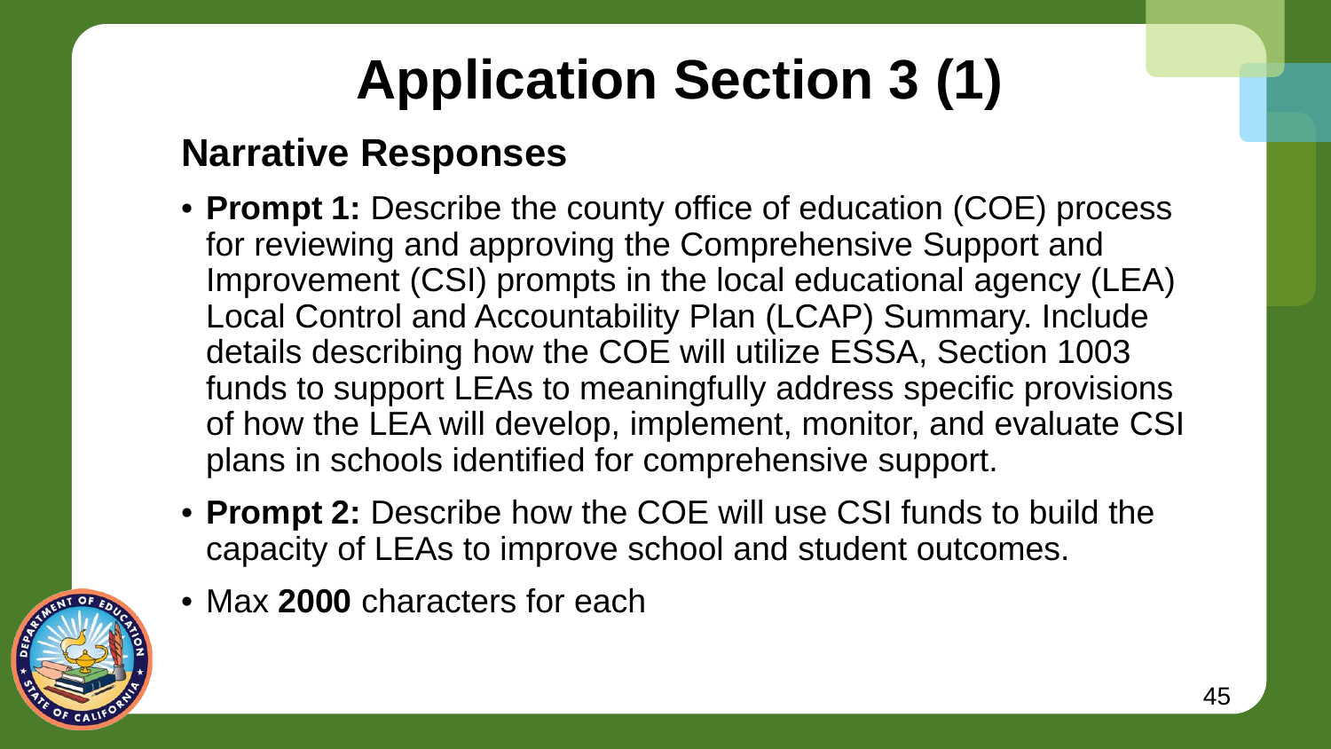# Application Section 3 (1)

## Narrative Responses

- **Prompt 1:** Describe the county office of education (COE) process for reviewing and approving the Comprehensive Support and Improvement (CSI) prompts in the local educational agency (LEA) Local Control and Accountability Plan (LCAP) Summary. Include details describing how the COE will utilize ESSA, Section 1003 funds to support LEAs to meaningfully address specific provisions of how the LEA will develop, implement, monitor, and evaluate CSI plans in schools identified for comprehensive support.
- **Prompt 2:** Describe how the COE will use CSI funds to build the capacity of LEAs to improve school and student outcomes.
- Max **2000** characters for each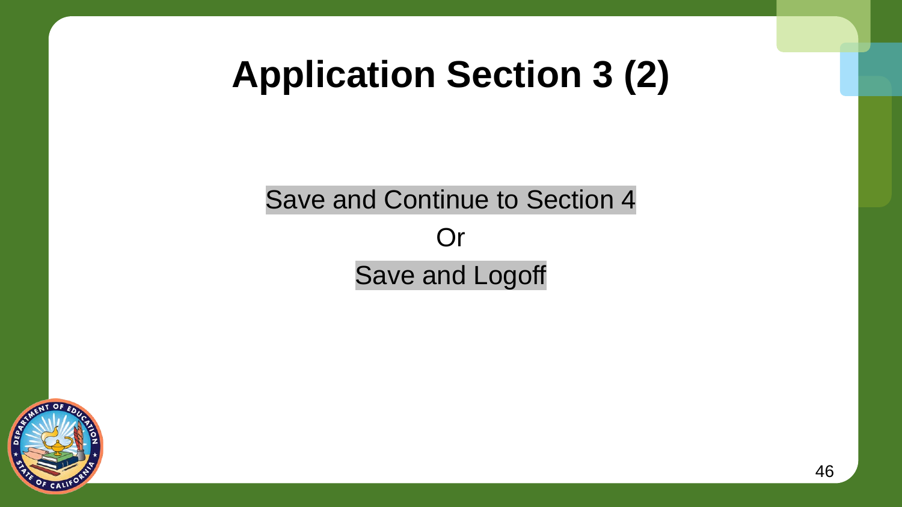# Application Section 3 (2)

Save and Continue to Section 4

Or

Save and Logoff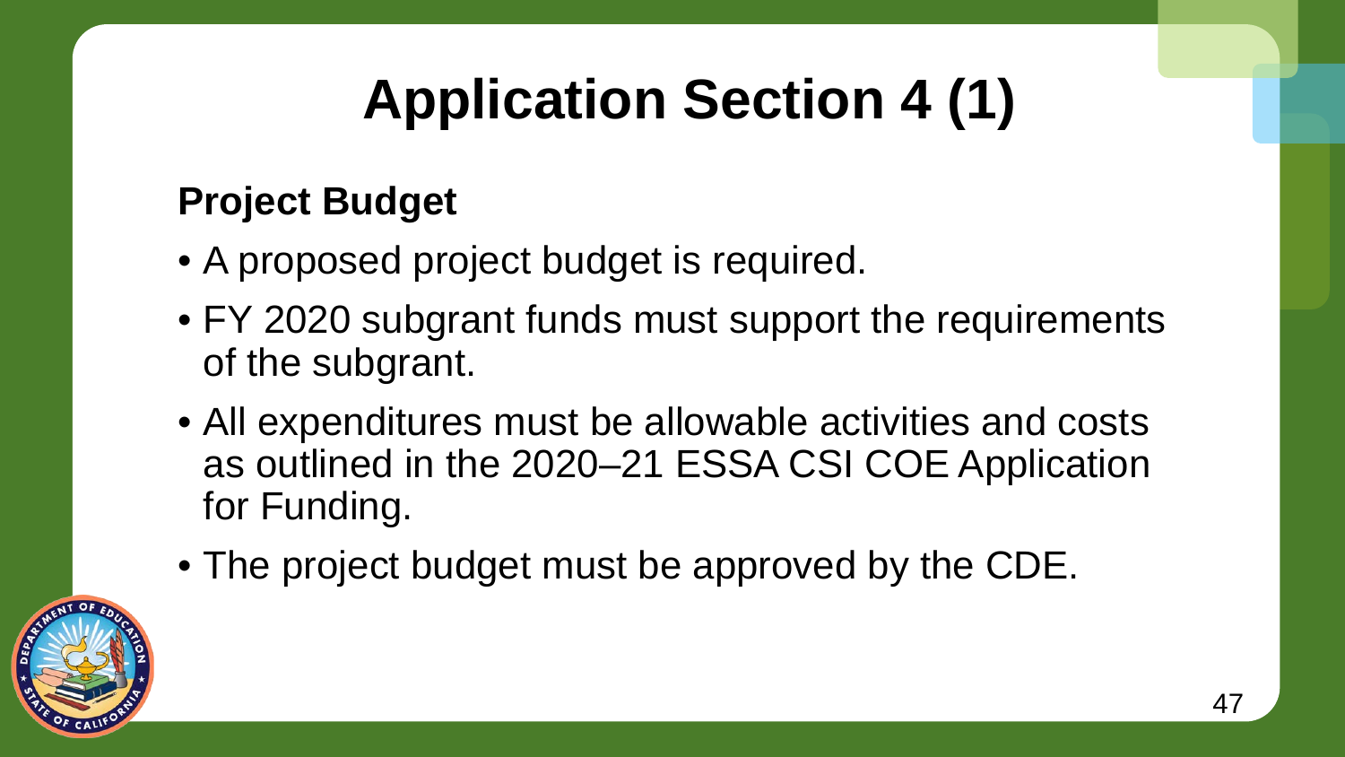# Application Section 4 (1)

## Project Budget

- A proposed project budget is required.
- FY 2020 subgrant funds must support the requirements of the subgrant.
- All expenditures must be allowable activities and costs as outlined in the 2020–21 ESSA CSI COE Application for Funding.
- The project budget must be approved by the CDE.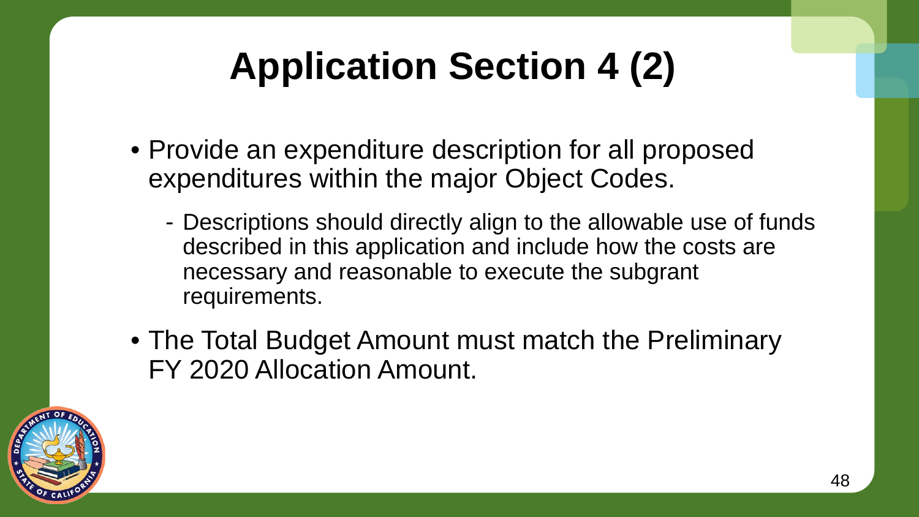# Application Section 4 (2)

- Provide an expenditure description for all proposed expenditures within the major Object Codes.
  - Descriptions should directly align to the allowable use of funds described in this application and include how the costs are necessary and reasonable to execute the subgrant requirements.
- The Total Budget Amount must match the Preliminary FY 2020 Allocation Amount.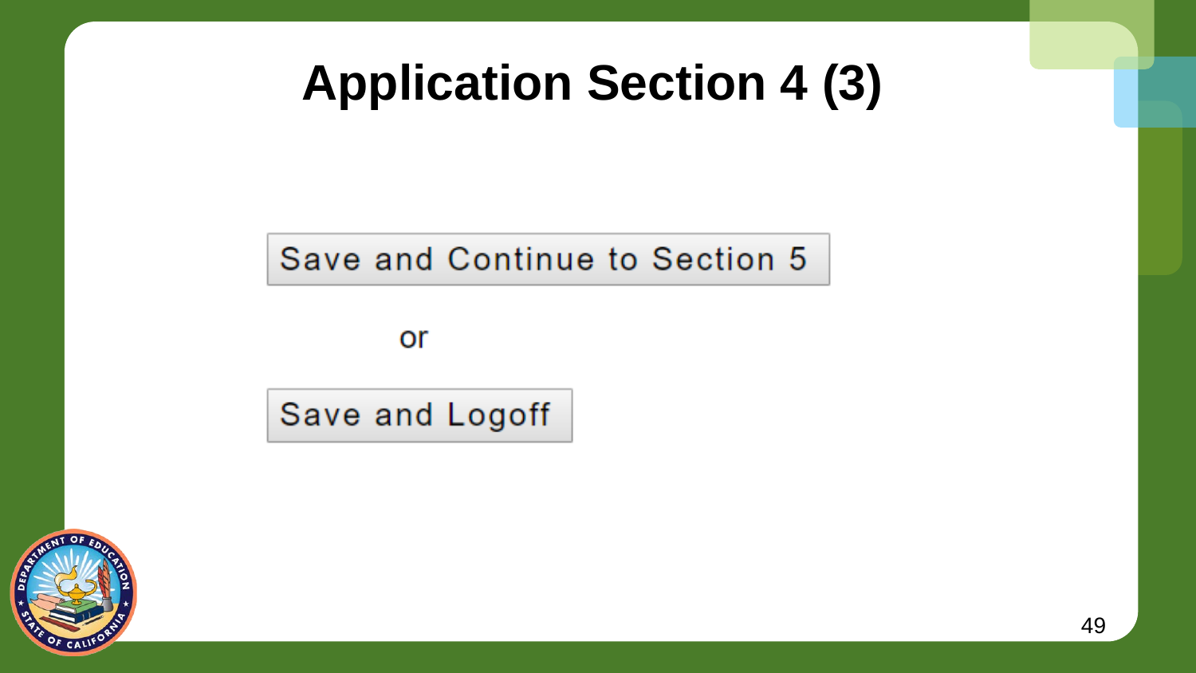# Application Section 4 (3)

Save and Continue to Section 5

or

Save and Logoff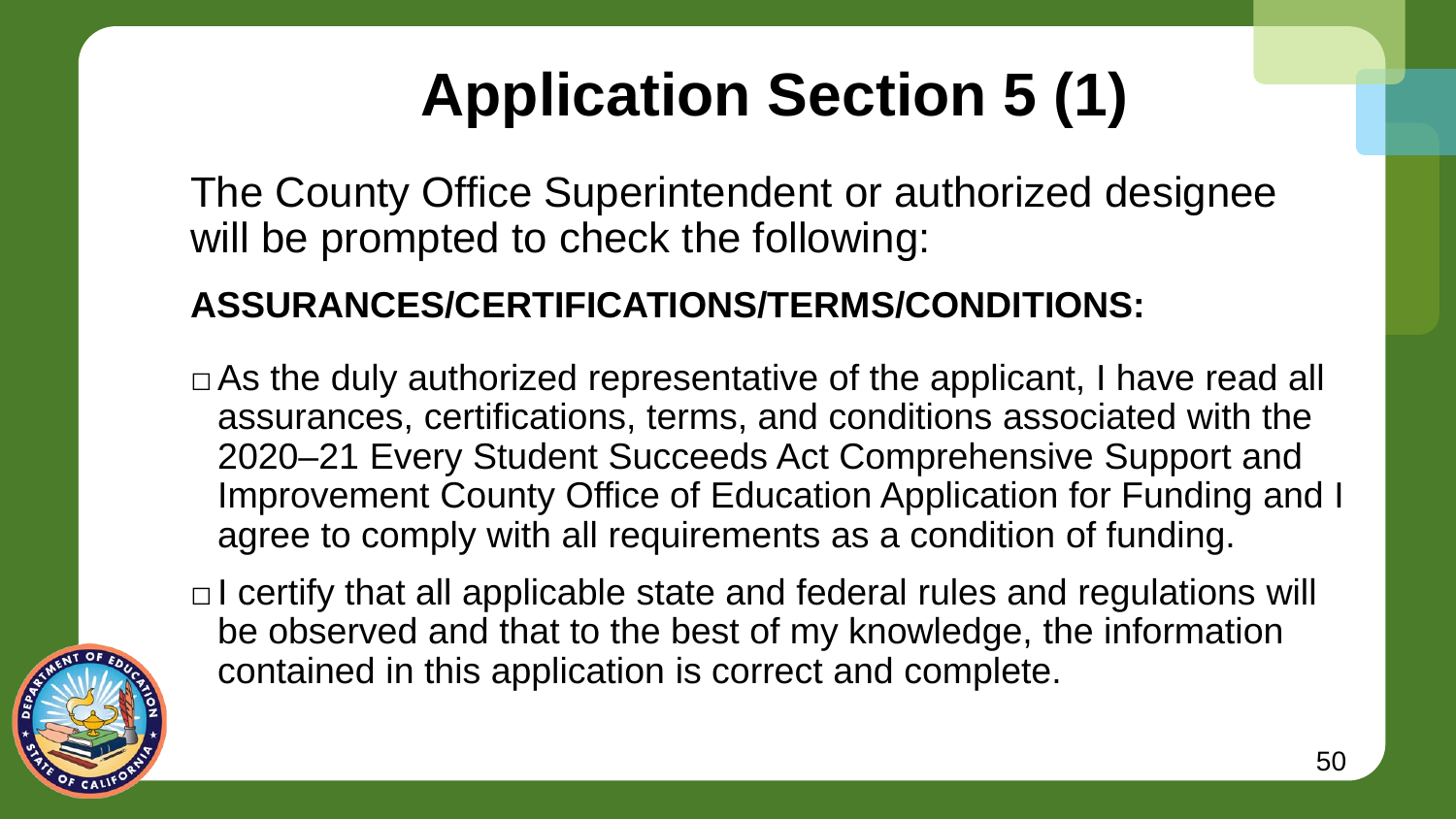# Application Section 5 (1)

The County Office Superintendent or authorized designee will be prompted to check the following:

**ASSURANCES/CERTIFICATIONS/TERMS/CONDITIONS:**

- □ As the duly authorized representative of the applicant, I have read all assurances, certifications, terms, and conditions associated with the 2020–21 Every Student Succeeds Act Comprehensive Support and Improvement County Office of Education Application for Funding and I agree to comply with all requirements as a condition of funding.
- □ I certify that all applicable state and federal rules and regulations will be observed and that to the best of my knowledge, the information contained in this application is correct and complete.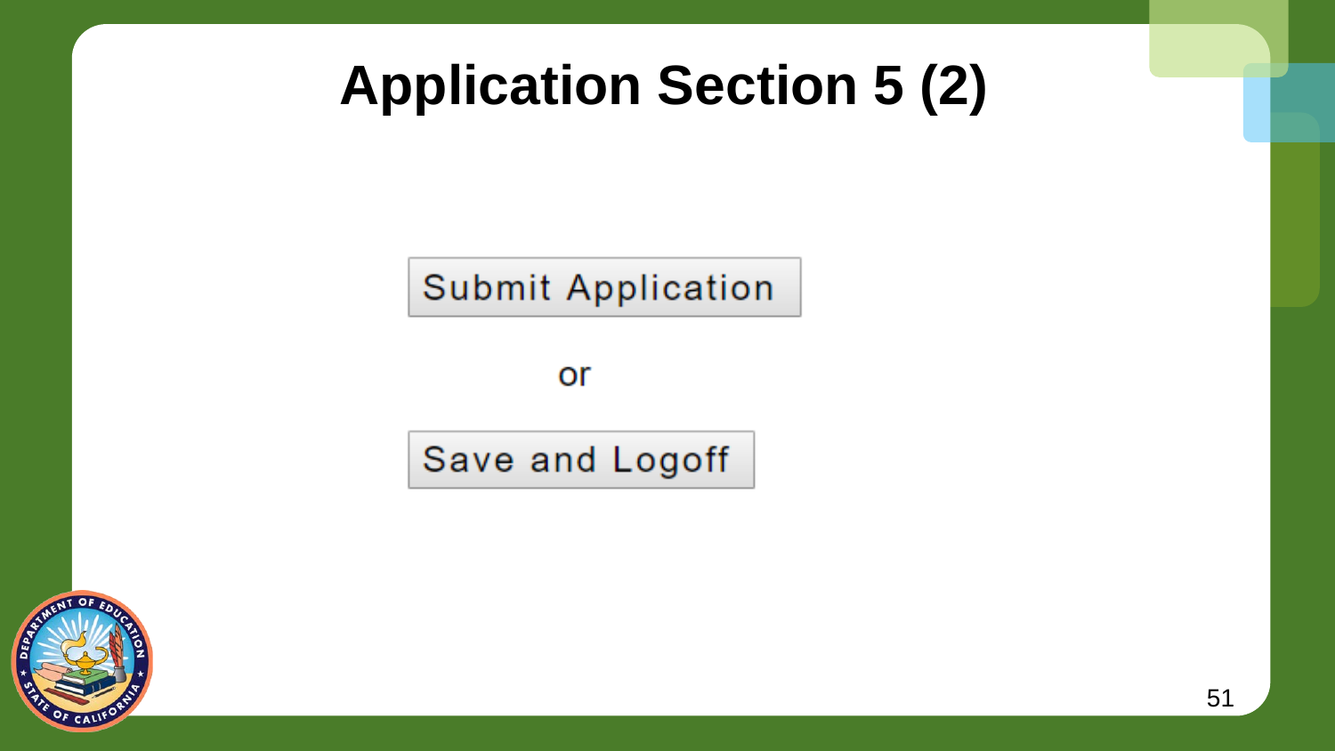# Application Section 5 (2)

Submit Application

or

Save and Logoff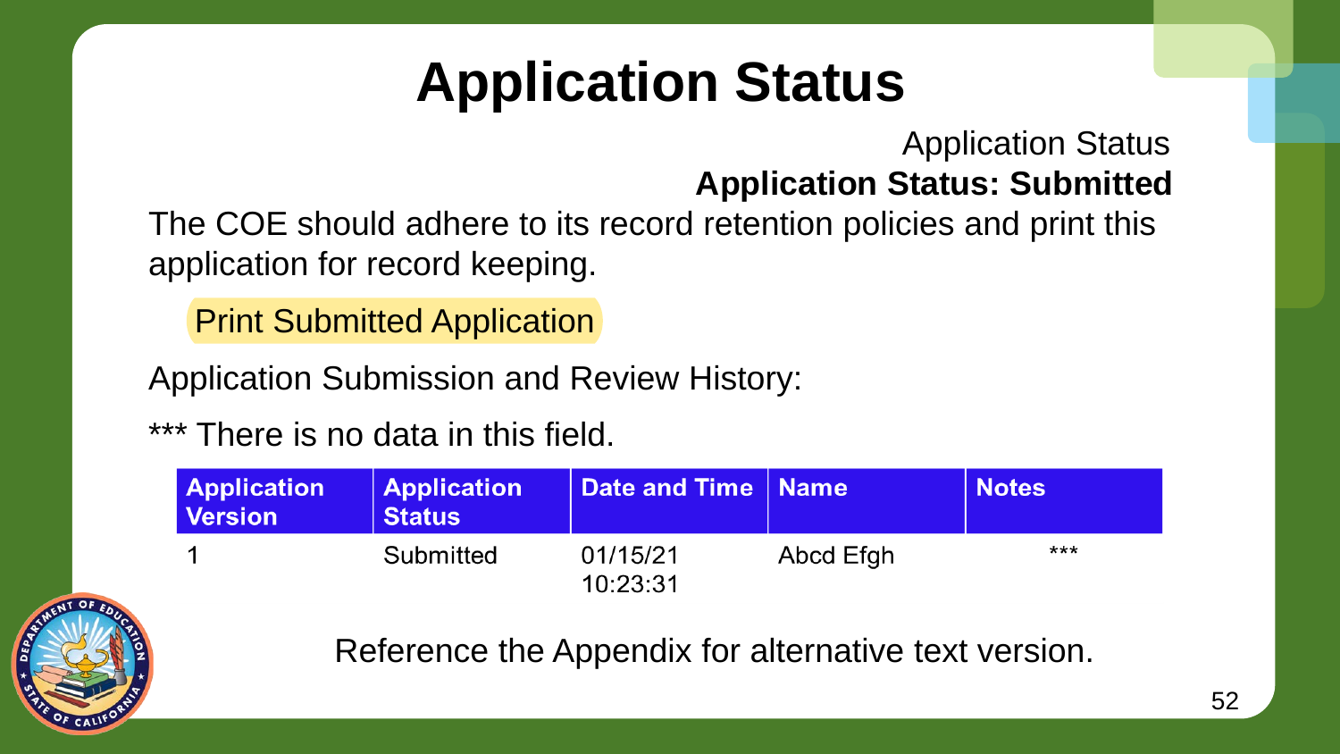# Application Status

Application Status

**Application Status: Submitted**

The COE should adhere to its record retention policies and print this application for record keeping.

Print Submitted Application

Application Submission and Review History:

*** There is no data in this field.

| Application Version | Application Status | Date and Time | Name | Notes |
|---|---|---|---|---|
| 1 | Submitted | 01/15/21 10:23:31 | Abcd Efgh | *** |

Reference the Appendix for alternative text version.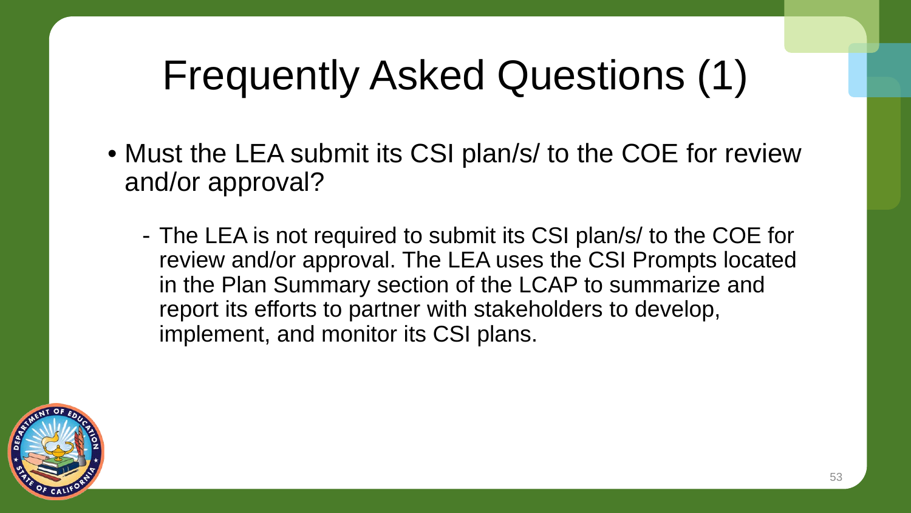# Frequently Asked Questions (1)

- Must the LEA submit its CSI plan/s/ to the COE for review and/or approval?
  - The LEA is not required to submit its CSI plan/s/ to the COE for review and/or approval. The LEA uses the CSI Prompts located in the Plan Summary section of the LCAP to summarize and report its efforts to partner with stakeholders to develop, implement, and monitor its CSI plans.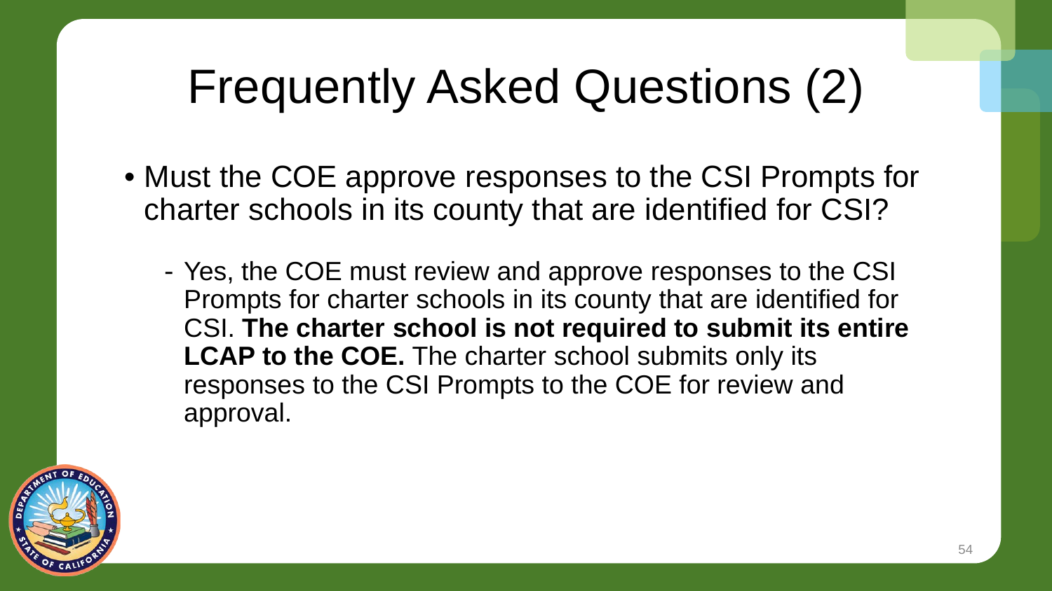# Frequently Asked Questions (2)

- Must the COE approve responses to the CSI Prompts for charter schools in its county that are identified for CSI?
  - Yes, the COE must review and approve responses to the CSI Prompts for charter schools in its county that are identified for CSI. **The charter school is not required to submit its entire LCAP to the COE.** The charter school submits only its responses to the CSI Prompts to the COE for review and approval.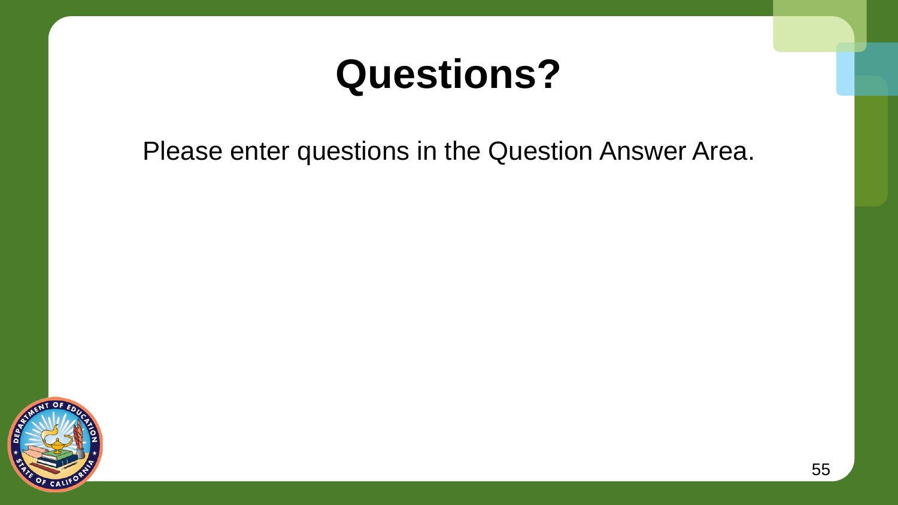# Questions?

Please enter questions in the Question Answer Area.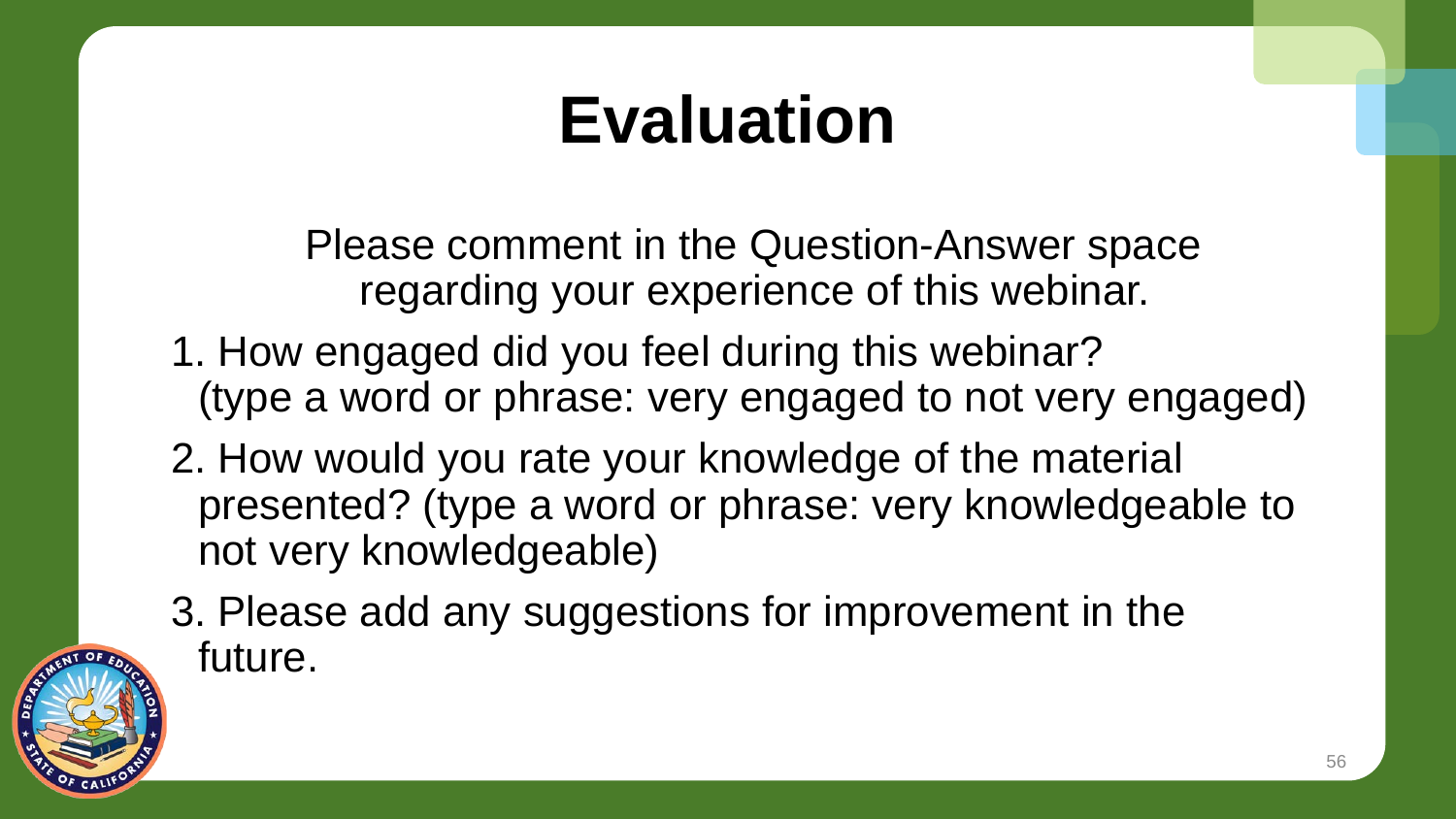# Evaluation

Please comment in the Question-Answer space regarding your experience of this webinar.

1. How engaged did you feel during this webinar? (type a word or phrase: very engaged to not very engaged)
2. How would you rate your knowledge of the material presented? (type a word or phrase: very knowledgeable to not very knowledgeable)
3. Please add any suggestions for improvement in the future.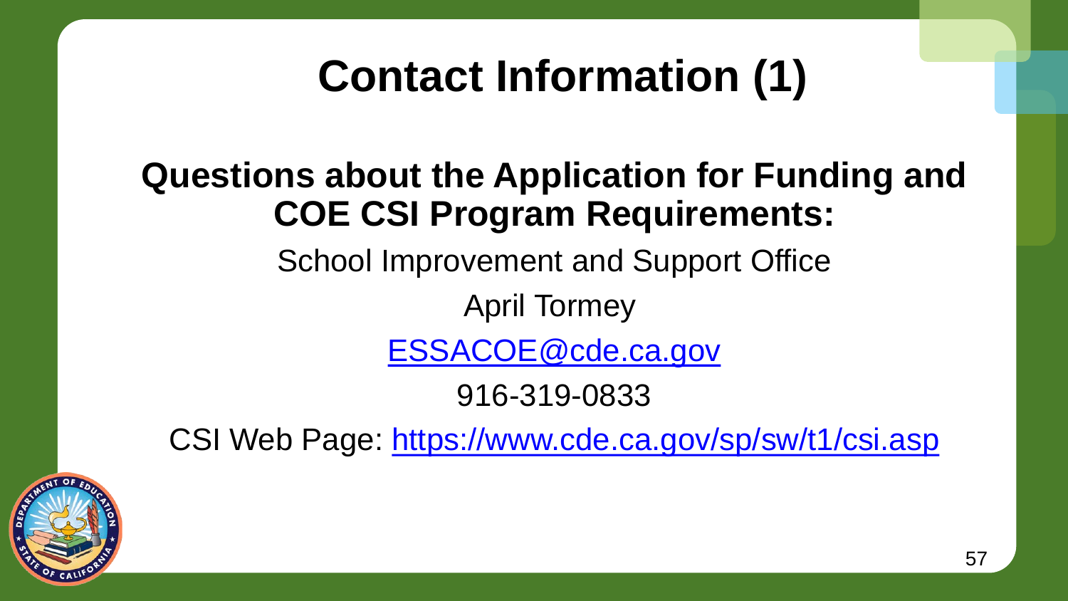# Contact Information (1)

**Questions about the Application for Funding and COE CSI Program Requirements:**

School Improvement and Support Office

April Tormey

[ESSACOE@cde.ca.gov](mailto:ESSACOE@cde.ca.gov)

916-319-0833

CSI Web Page: [https://www.cde.ca.gov/sp/sw/t1/csi.asp](https://www.cde.ca.gov/sp/sw/t1/csi.asp)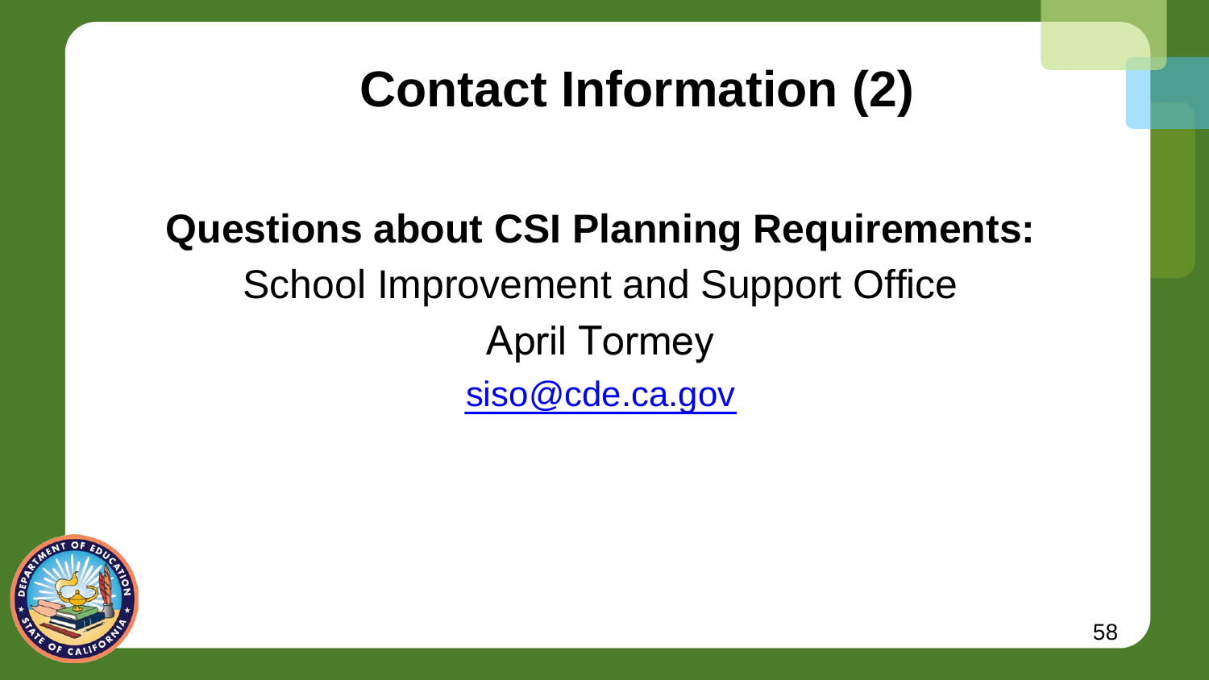# Contact Information (2)

**Questions about CSI Planning Requirements:**

School Improvement and Support Office

April Tormey

[siso@cde.ca.gov](mailto:siso@cde.ca.gov)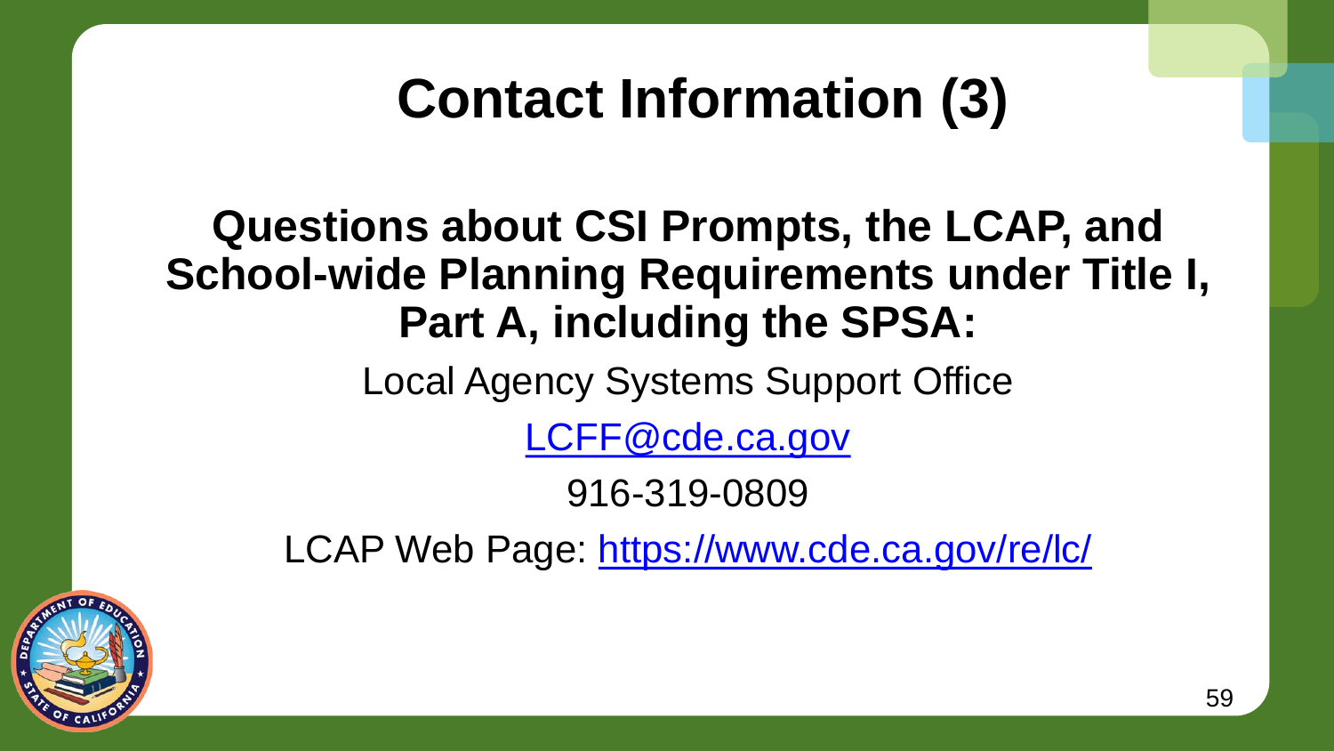# Contact Information (3)

**Questions about CSI Prompts, the LCAP, and School-wide Planning Requirements under Title I, Part A, including the SPSA:**

Local Agency Systems Support Office

LCFF@cde.ca.gov

916-319-0809

LCAP Web Page: https://www.cde.ca.gov/re/lc/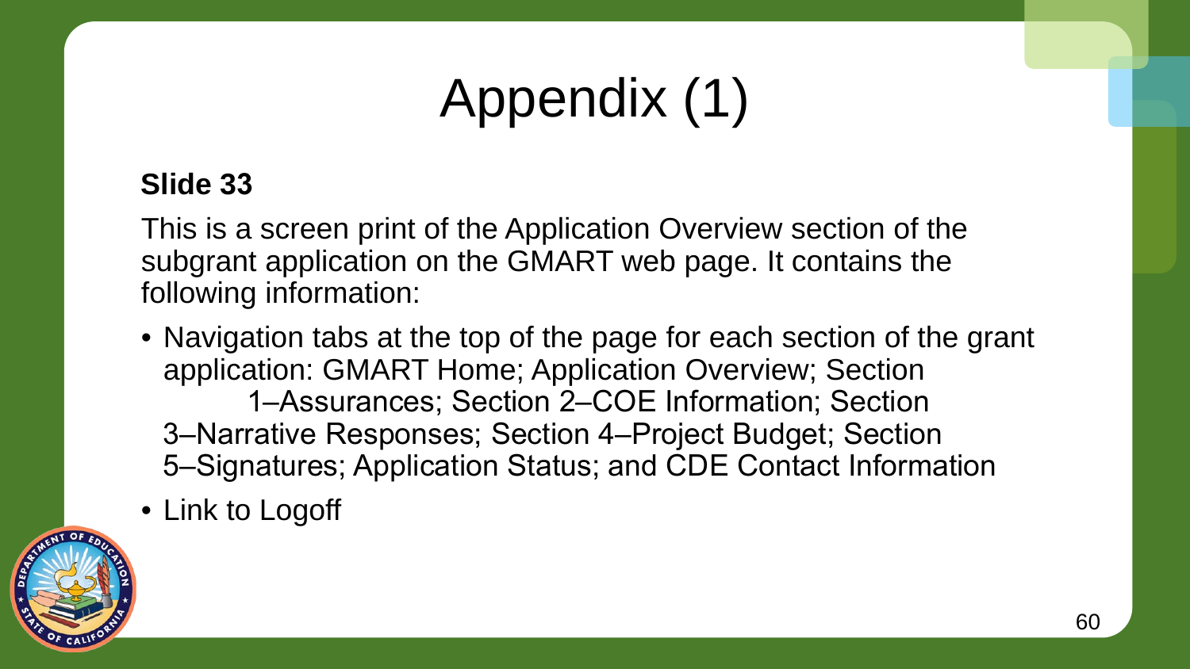# Appendix (1)

**Slide 33**

This is a screen print of the Application Overview section of the subgrant application on the GMART web page. It contains the following information:

- Navigation tabs at the top of the page for each section of the grant application: GMART Home; Application Overview; Section 1–Assurances; Section 2–COE Information; Section 3–Narrative Responses; Section 4–Project Budget; Section 5–Signatures; Application Status; and CDE Contact Information
- Link to Logoff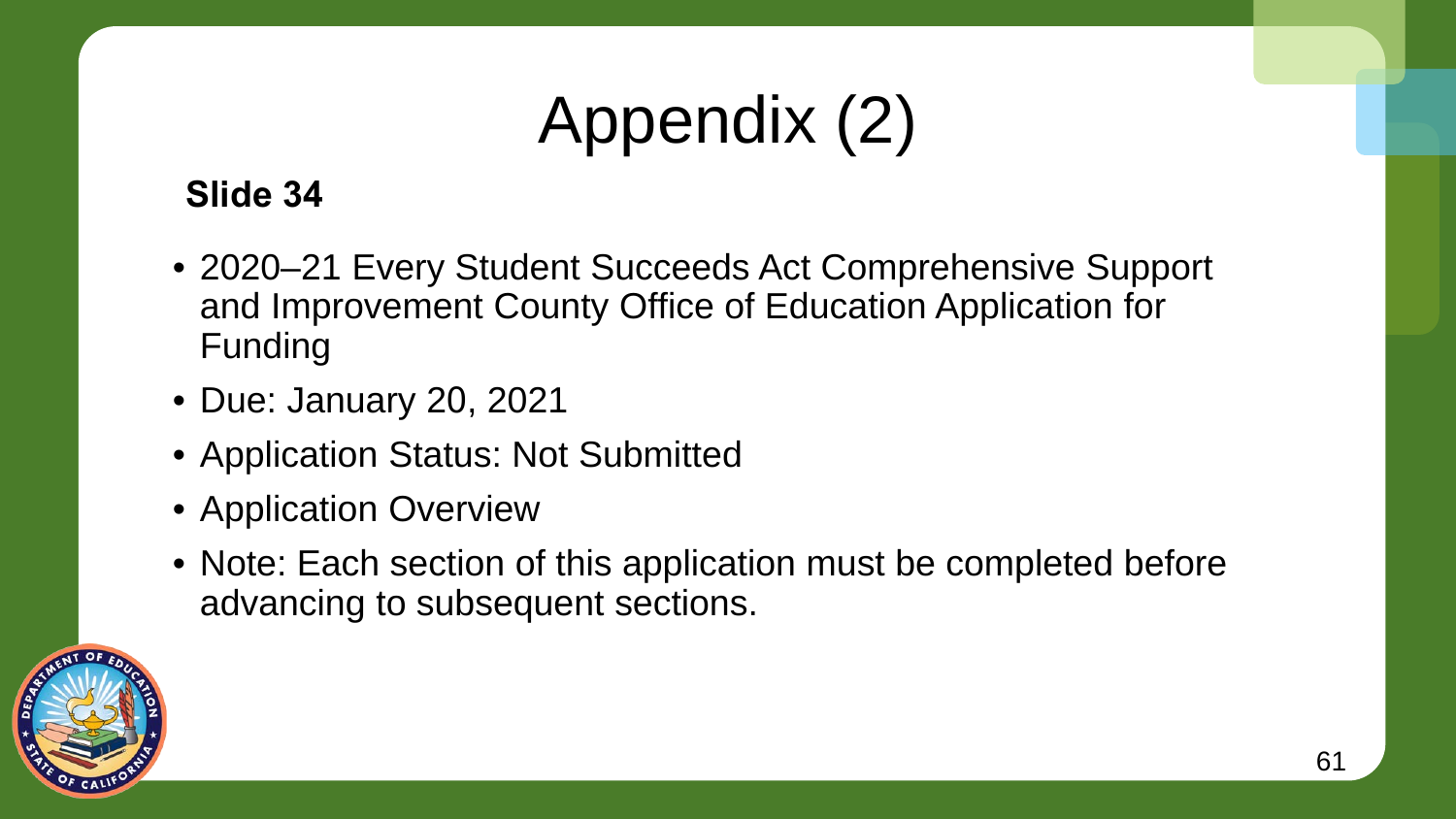# Appendix (2)

**Slide 34**

- 2020–21 Every Student Succeeds Act Comprehensive Support and Improvement County Office of Education Application for Funding
- Due: January 20, 2021
- Application Status: Not Submitted
- Application Overview
- Note: Each section of this application must be completed before advancing to subsequent sections.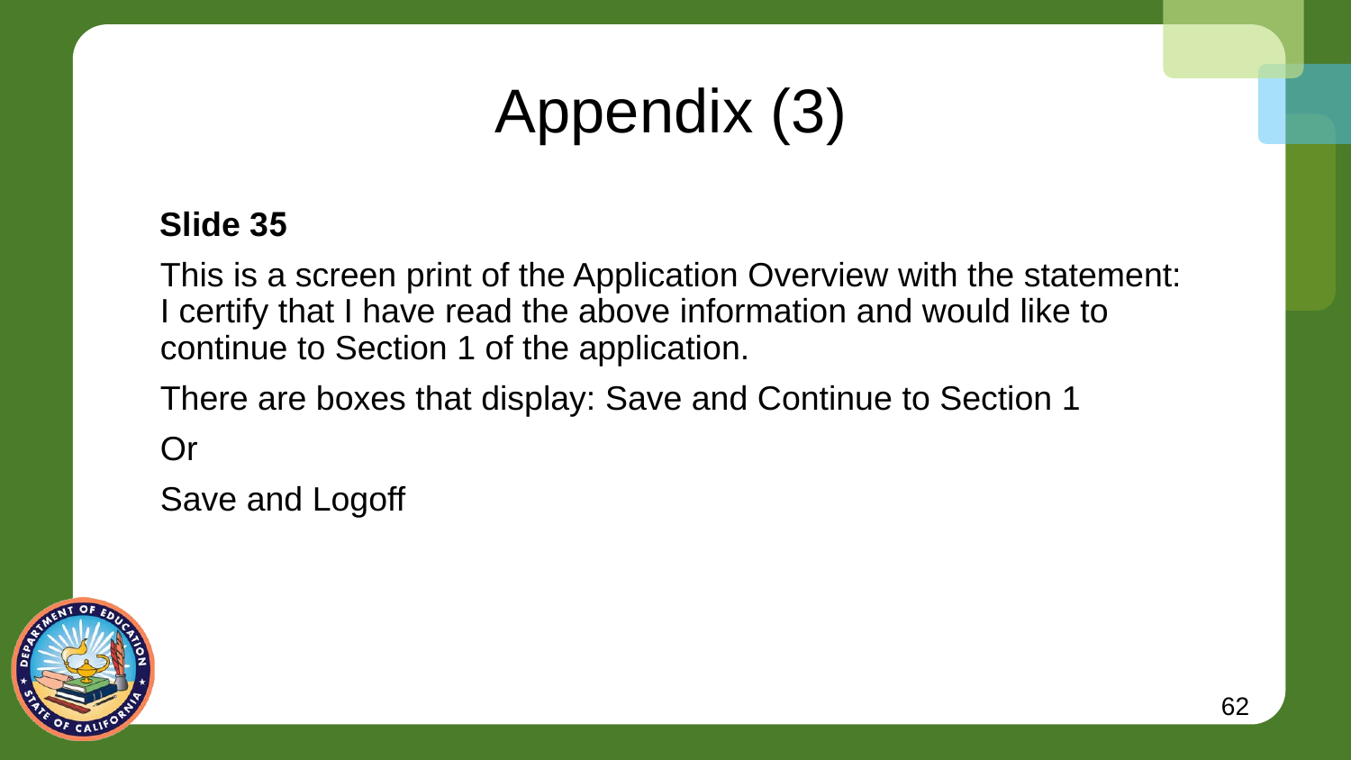# Appendix (3)

**Slide 35**

This is a screen print of the Application Overview with the statement: I certify that I have read the above information and would like to continue to Section 1 of the application.

There are boxes that display: Save and Continue to Section 1

Or

Save and Logoff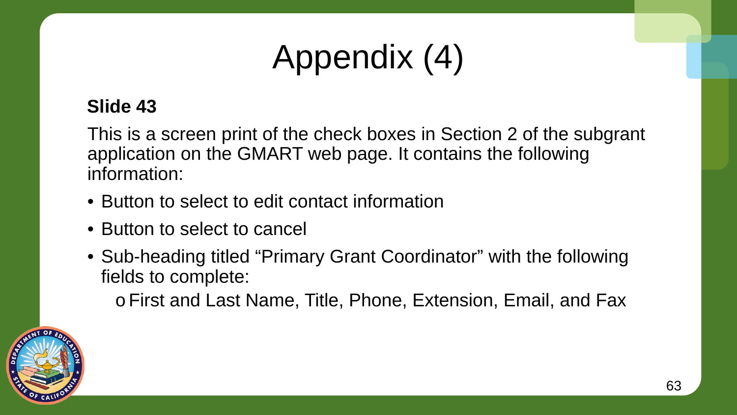# Appendix (4)

**Slide 43**

This is a screen print of the check boxes in Section 2 of the subgrant application on the GMART web page. It contains the following information:

- Button to select to edit contact information
- Button to select to cancel
- Sub-heading titled “Primary Grant Coordinator” with the following fields to complete:
  - First and Last Name, Title, Phone, Extension, Email, and Fax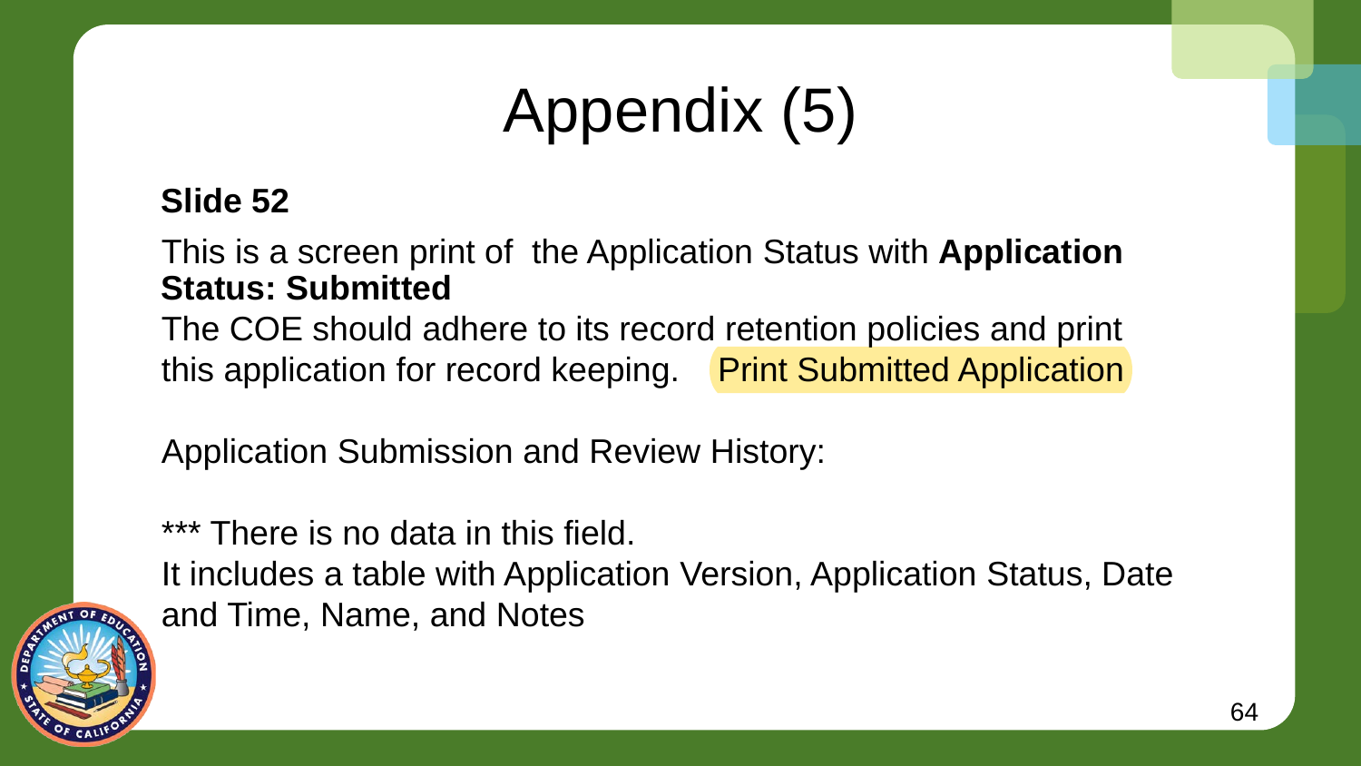# Appendix (5)

**Slide 52**

This is a screen print of the Application Status with **Application Status: Submitted**

The COE should adhere to its record retention policies and print this application for record keeping. Print Submitted Application

Application Submission and Review History:

*** There is no data in this field.

It includes a table with Application Version, Application Status, Date and Time, Name, and Notes